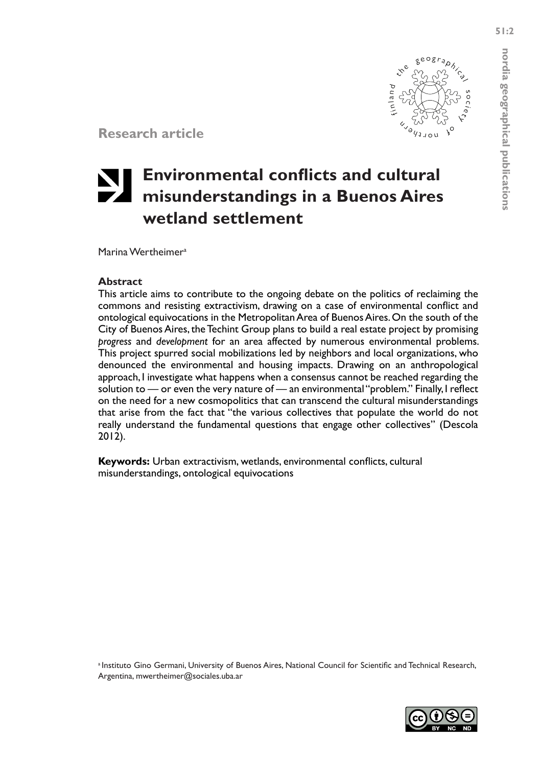**Research article**

# Environmental conflicts and cultural misunderstandings in a Buenos Aires wetland settlement

Marina Wertheimer[a]

**Abstract**

This article aims to contribute to the ongoing debate on the politics of reclaiming the commons and resisting extractivism, drawing on a case of environmental conflict and ontological equivocations in the Metropolitan Area of Buenos Aires. On the south of the City of Buenos Aires, the Techint Group plans to build a real estate project by promising *progress* and *development* for an area affected by numerous environmental problems. This project spurred social mobilizations led by neighbors and local organizations, who denounced the environmental and housing impacts. Drawing on an anthropological approach, I investigate what happens when a consensus cannot be reached regarding the solution to — or even the very nature of — an environmental "problem." Finally, I reflect on the need for a new cosmopolitics that can transcend the cultural misunderstandings that arise from the fact that "the various collectives that populate the world do not really understand the fundamental questions that engage other collectives" (Descola 2012).

**Keywords:** Urban extractivism, wetlands, environmental conflicts, cultural misunderstandings, ontological equivocations

[a] Instituto Gino Germani, University of Buenos Aires, National Council for Scientific and Technical Research, Argentina, mwertheimer@sociales.uba.ar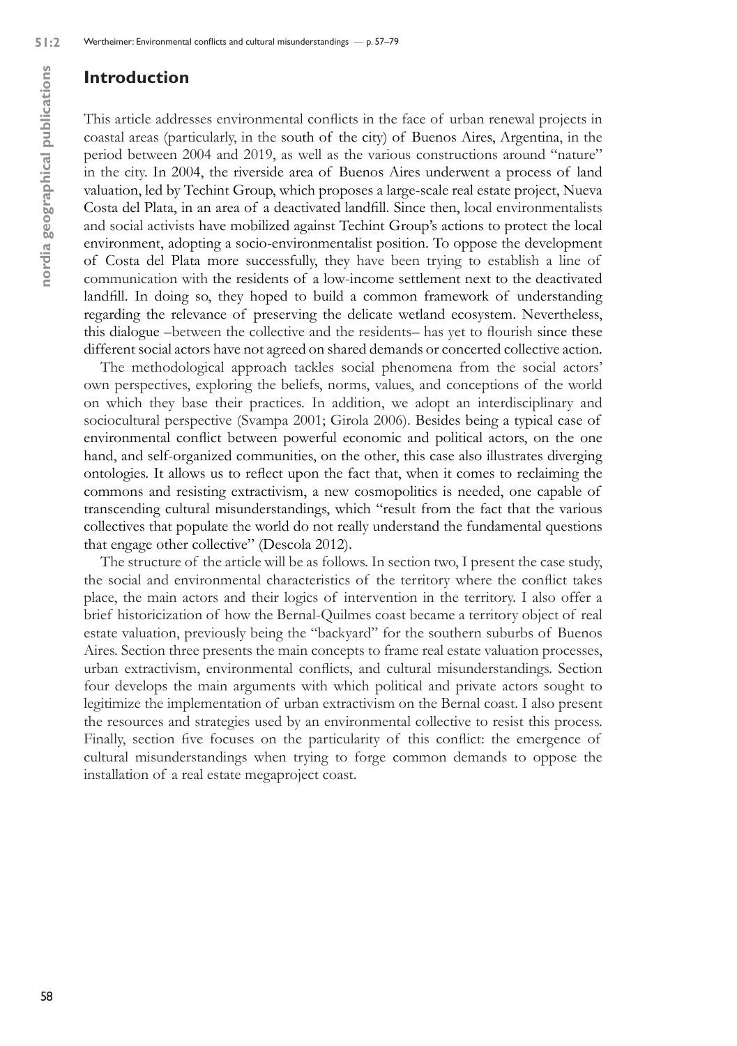## Introduction

This article addresses environmental conflicts in the face of urban renewal projects in coastal areas (particularly, in the south of the city) of Buenos Aires, Argentina, in the period between 2004 and 2019, as well as the various constructions around "nature" in the city. In 2004, the riverside area of Buenos Aires underwent a process of land valuation, led by Techint Group, which proposes a large-scale real estate project, Nueva Costa del Plata, in an area of a deactivated landfill. Since then, local environmentalists and social activists have mobilized against Techint Group's actions to protect the local environment, adopting a socio-environmentalist position. To oppose the development of Costa del Plata more successfully, they have been trying to establish a line of communication with the residents of a low-income settlement next to the deactivated landfill. In doing so, they hoped to build a common framework of understanding regarding the relevance of preserving the delicate wetland ecosystem. Nevertheless, this dialogue –between the collective and the residents– has yet to flourish since these different social actors have not agreed on shared demands or concerted collective action.

The methodological approach tackles social phenomena from the social actors' own perspectives, exploring the beliefs, norms, values, and conceptions of the world on which they base their practices. In addition, we adopt an interdisciplinary and sociocultural perspective (Svampa 2001; Girola 2006). Besides being a typical case of environmental conflict between powerful economic and political actors, on the one hand, and self-organized communities, on the other, this case also illustrates diverging ontologies. It allows us to reflect upon the fact that, when it comes to reclaiming the commons and resisting extractivism, a new cosmopolitics is needed, one capable of transcending cultural misunderstandings, which "result from the fact that the various collectives that populate the world do not really understand the fundamental questions that engage other collective" (Descola 2012).

The structure of the article will be as follows. In section two, I present the case study, the social and environmental characteristics of the territory where the conflict takes place, the main actors and their logics of intervention in the territory. I also offer a brief historicization of how the Bernal-Quilmes coast became a territory object of real estate valuation, previously being the "backyard" for the southern suburbs of Buenos Aires. Section three presents the main concepts to frame real estate valuation processes, urban extractivism, environmental conflicts, and cultural misunderstandings. Section four develops the main arguments with which political and private actors sought to legitimize the implementation of urban extractivism on the Bernal coast. I also present the resources and strategies used by an environmental collective to resist this process. Finally, section five focuses on the particularity of this conflict: the emergence of cultural misunderstandings when trying to forge common demands to oppose the installation of a real estate megaproject coast.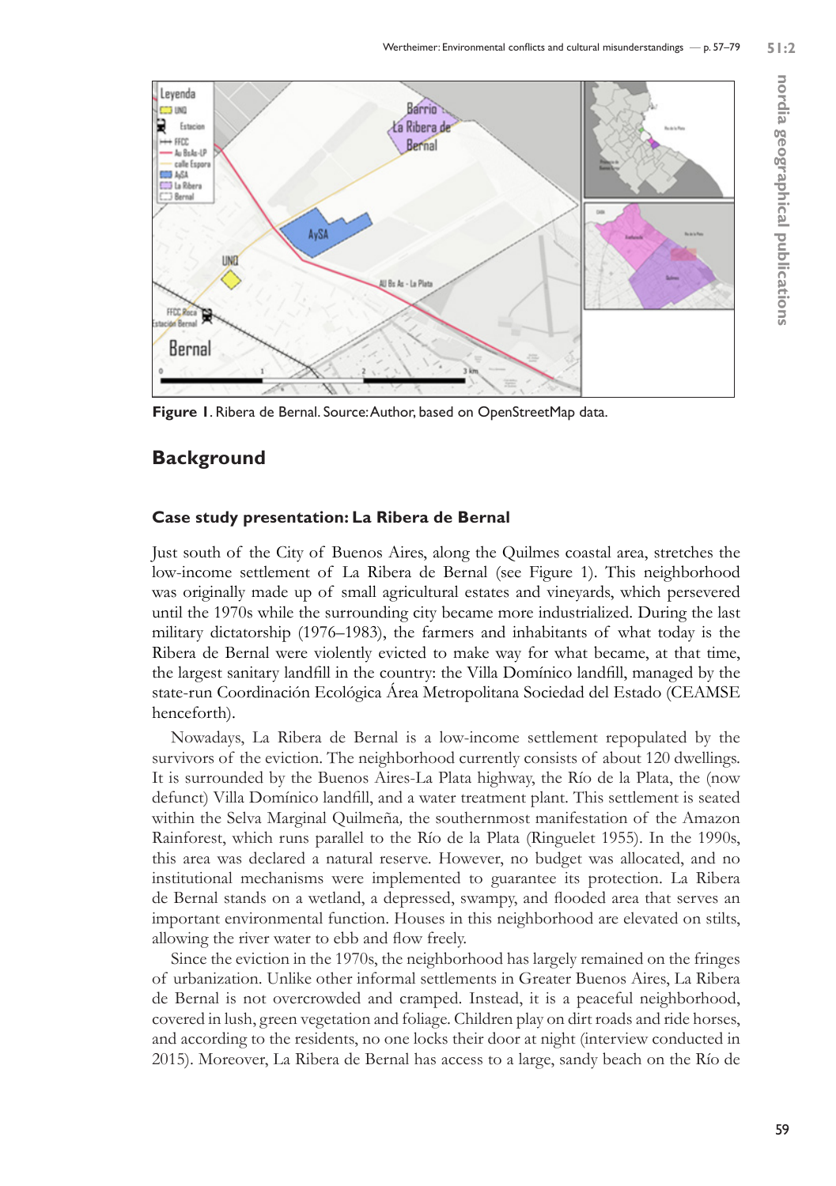Figure 1. Ribera de Bernal. Source: Author, based on OpenStreetMap data.

## Background

### Case study presentation: La Ribera de Bernal

Just south of the City of Buenos Aires, along the Quilmes coastal area, stretches the low-income settlement of La Ribera de Bernal (see Figure 1). This neighborhood was originally made up of small agricultural estates and vineyards, which persevered until the 1970s while the surrounding city became more industrialized. During the last military dictatorship (1976–1983), the farmers and inhabitants of what today is the Ribera de Bernal were violently evicted to make way for what became, at that time, the largest sanitary landfill in the country: the Villa Domínico landfill, managed by the state-run Coordinación Ecológica Área Metropolitana Sociedad del Estado (CEAMSE henceforth).

Nowadays, La Ribera de Bernal is a low-income settlement repopulated by the survivors of the eviction. The neighborhood currently consists of about 120 dwellings. It is surrounded by the Buenos Aires-La Plata highway, the Río de la Plata, the (now defunct) Villa Domínico landfill, and a water treatment plant. This settlement is seated within the Selva Marginal Quilmeña, the southernmost manifestation of the Amazon Rainforest, which runs parallel to the Río de la Plata (Ringuelet 1955). In the 1990s, this area was declared a natural reserve. However, no budget was allocated, and no institutional mechanisms were implemented to guarantee its protection. La Ribera de Bernal stands on a wetland, a depressed, swampy, and flooded area that serves an important environmental function. Houses in this neighborhood are elevated on stilts, allowing the river water to ebb and flow freely.

Since the eviction in the 1970s, the neighborhood has largely remained on the fringes of urbanization. Unlike other informal settlements in Greater Buenos Aires, La Ribera de Bernal is not overcrowded and cramped. Instead, it is a peaceful neighborhood, covered in lush, green vegetation and foliage. Children play on dirt roads and ride horses, and according to the residents, no one locks their door at night (interview conducted in 2015). Moreover, La Ribera de Bernal has access to a large, sandy beach on the Río de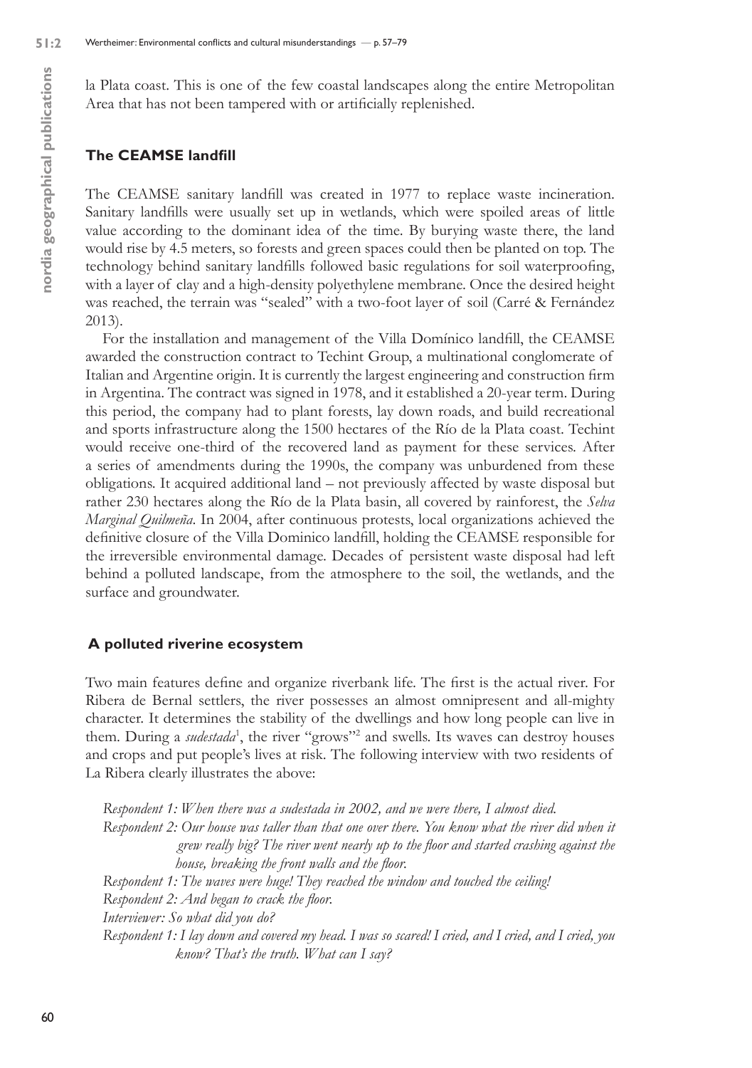la Plata coast. This is one of the few coastal landscapes along the entire Metropolitan Area that has not been tampered with or artificially replenished.

## The CEAMSE landfill

The CEAMSE sanitary landfill was created in 1977 to replace waste incineration. Sanitary landfills were usually set up in wetlands, which were spoiled areas of little value according to the dominant idea of the time. By burying waste there, the land would rise by 4.5 meters, so forests and green spaces could then be planted on top. The technology behind sanitary landfills followed basic regulations for soil waterproofing, with a layer of clay and a high-density polyethylene membrane. Once the desired height was reached, the terrain was "sealed" with a two-foot layer of soil (Carré & Fernández 2013).

For the installation and management of the Villa Domínico landfill, the CEAMSE awarded the construction contract to Techint Group, a multinational conglomerate of Italian and Argentine origin. It is currently the largest engineering and construction firm in Argentina. The contract was signed in 1978, and it established a 20-year term. During this period, the company had to plant forests, lay down roads, and build recreational and sports infrastructure along the 1500 hectares of the Río de la Plata coast. Techint would receive one-third of the recovered land as payment for these services. After a series of amendments during the 1990s, the company was unburdened from these obligations. It acquired additional land – not previously affected by waste disposal but rather 230 hectares along the Río de la Plata basin, all covered by rainforest, the *Selva Marginal Quilmeña*. In 2004, after continuous protests, local organizations achieved the definitive closure of the Villa Dominico landfill, holding the CEAMSE responsible for the irreversible environmental damage. Decades of persistent waste disposal had left behind a polluted landscape, from the atmosphere to the soil, the wetlands, and the surface and groundwater.

## A polluted riverine ecosystem

Two main features define and organize riverbank life. The first is the actual river. For Ribera de Bernal settlers, the river possesses an almost omnipresent and all-mighty character. It determines the stability of the dwellings and how long people can live in them. During a *sudestada*[1], the river "grows"[2] and swells. Its waves can destroy houses and crops and put people's lives at risk. The following interview with two residents of La Ribera clearly illustrates the above:

> *Respondent 1: When there was a sudestada in 2002, and we were there, I almost died.*
> *Respondent 2: Our house was taller than that one over there. You know what the river did when it grew really big? The river went nearly up to the floor and started crashing against the house, breaking the front walls and the floor.*
> *Respondent 1: The waves were huge! They reached the window and touched the ceiling!*
> *Respondent 2: And began to crack the floor.*
> *Interviewer: So what did you do?*
> *Respondent 1: I lay down and covered my head. I was so scared! I cried, and I cried, and I cried, you know? That's the truth. What can I say?*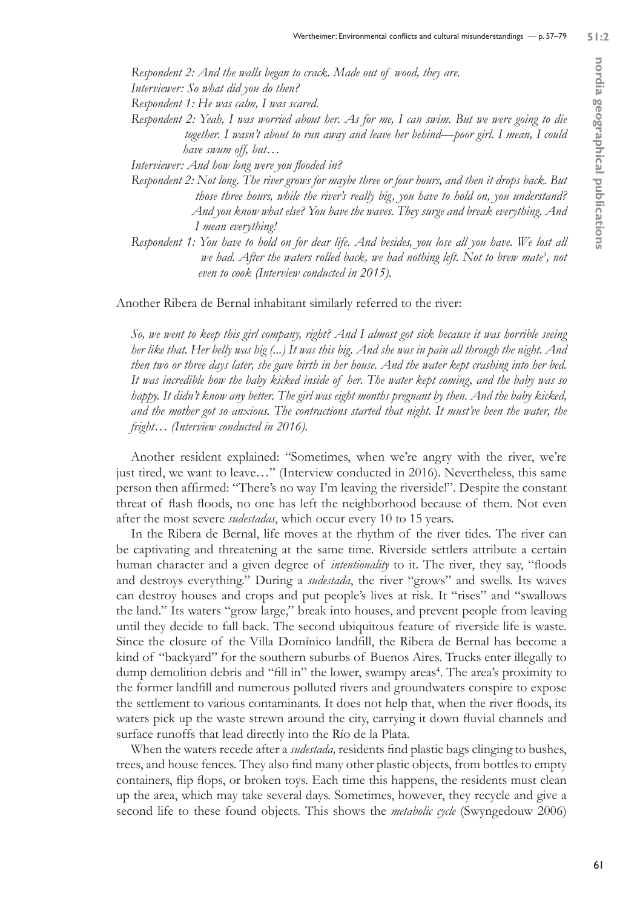*Respondent 2: And the walls began to crack. Made out of wood, they are.*

*Interviewer: So what did you do then?*

*Respondent 1: He was calm, I was scared.*

*Respondent 2: Yeah, I was worried about her. As for me, I can swim. But we were going to die together. I wasn't about to run away and leave her behind—poor girl. I mean, I could have swum off, but…*

*Interviewer: And how long were you flooded in?*

*Respondent 2: Not long. The river grows for maybe three or four hours, and then it drops back. But those three hours, while the river's really big, you have to hold on, you understand? And you know what else? You have the waves. They surge and break everything. And I mean everything!*

*Respondent 1: You have to hold on for dear life. And besides, you lose all you have. We lost all we had. After the waters rolled back, we had nothing left. Not to brew mate*[3]*, not even to cook (Interview conducted in 2015).*

Another Ribera de Bernal inhabitant similarly referred to the river:

> *So, we went to keep this girl company, right? And I almost got sick because it was horrible seeing her like that. Her belly was big (...) It was this big. And she was in pain all through the night. And then two or three days later, she gave birth in her house. And the water kept crashing into her bed. It was incredible how the baby kicked inside of her. The water kept coming, and the baby was so happy. It didn't know any better. The girl was eight months pregnant by then. And the baby kicked, and the mother got so anxious. The contractions started that night. It must've been the water, the fright… (Interview conducted in 2016).*

Another resident explained: "Sometimes, when we're angry with the river, we're just tired, we want to leave…" (Interview conducted in 2016). Nevertheless, this same person then affirmed: "There's no way I'm leaving the riverside!". Despite the constant threat of flash floods, no one has left the neighborhood because of them. Not even after the most severe *sudestadas*, which occur every 10 to 15 years.

In the Ribera de Bernal, life moves at the rhythm of the river tides. The river can be captivating and threatening at the same time. Riverside settlers attribute a certain human character and a given degree of *intentionality* to it. The river, they say, "floods and destroys everything." During a *sudestada*, the river "grows" and swells. Its waves can destroy houses and crops and put people's lives at risk. It "rises" and "swallows the land." Its waters "grow large," break into houses, and prevent people from leaving until they decide to fall back. The second ubiquitous feature of riverside life is waste. Since the closure of the Villa Domínico landfill, the Ribera de Bernal has become a kind of "backyard" for the southern suburbs of Buenos Aires. Trucks enter illegally to dump demolition debris and "fill in" the lower, swampy areas[4]. The area's proximity to the former landfill and numerous polluted rivers and groundwaters conspire to expose the settlement to various contaminants. It does not help that, when the river floods, its waters pick up the waste strewn around the city, carrying it down fluvial channels and surface runoffs that lead directly into the Río de la Plata.

When the waters recede after a *sudestada,* residents find plastic bags clinging to bushes, trees, and house fences. They also find many other plastic objects, from bottles to empty containers, flip flops, or broken toys. Each time this happens, the residents must clean up the area, which may take several days. Sometimes, however, they recycle and give a second life to these found objects. This shows the *metabolic cycle* (Swyngedouw 2006)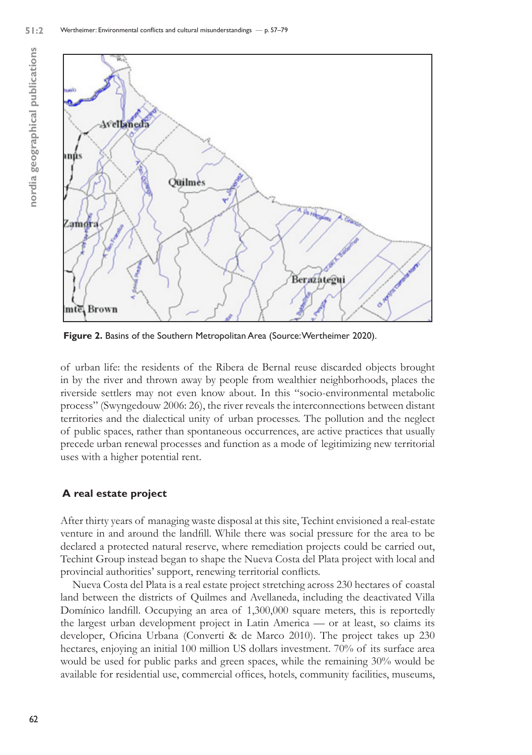**Figure 2.** Basins of the Southern Metropolitan Area (Source: Wertheimer 2020).

of urban life: the residents of the Ribera de Bernal reuse discarded objects brought in by the river and thrown away by people from wealthier neighborhoods, places the riverside settlers may not even know about. In this "socio-environmental metabolic process" (Swyngedouw 2006: 26), the river reveals the interconnections between distant territories and the dialectical unity of urban processes. The pollution and the neglect of public spaces, rather than spontaneous occurrences, are active practices that usually precede urban renewal processes and function as a mode of legitimizing new territorial uses with a higher potential rent.

## A real estate project

After thirty years of managing waste disposal at this site, Techint envisioned a real-estate venture in and around the landfill. While there was social pressure for the area to be declared a protected natural reserve, where remediation projects could be carried out, Techint Group instead began to shape the Nueva Costa del Plata project with local and provincial authorities' support, renewing territorial conflicts.

Nueva Costa del Plata is a real estate project stretching across 230 hectares of coastal land between the districts of Quilmes and Avellaneda, including the deactivated Villa Domínico landfill. Occupying an area of 1,300,000 square meters, this is reportedly the largest urban development project in Latin America — or at least, so claims its developer, Oficina Urbana (Converti & de Marco 2010). The project takes up 230 hectares, enjoying an initial 100 million US dollars investment. 70% of its surface area would be used for public parks and green spaces, while the remaining 30% would be available for residential use, commercial offices, hotels, community facilities, museums,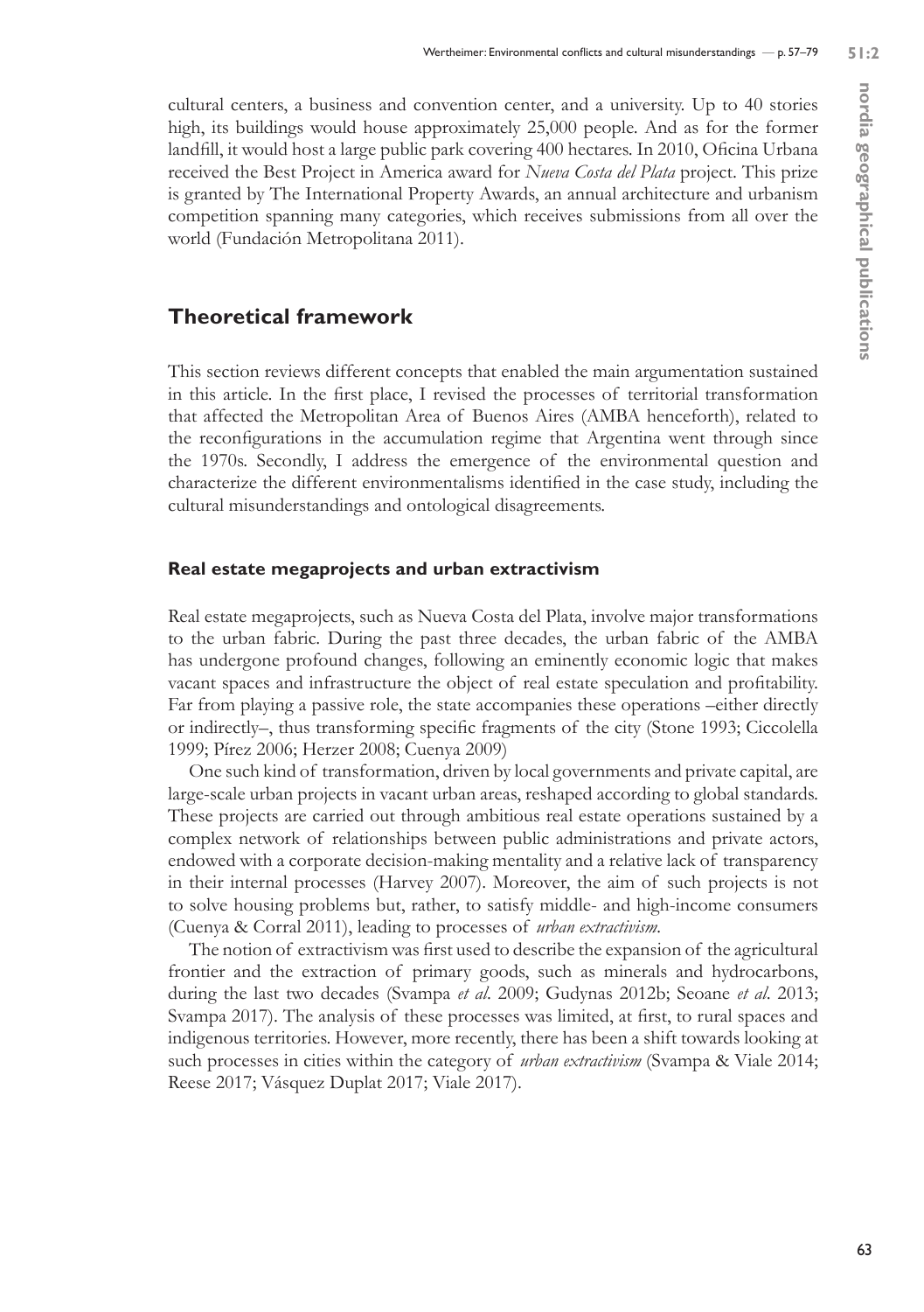cultural centers, a business and convention center, and a university. Up to 40 stories high, its buildings would house approximately 25,000 people. And as for the former landfill, it would host a large public park covering 400 hectares. In 2010, Oficina Urbana received the Best Project in America award for *Nueva Costa del Plata* project. This prize is granted by The International Property Awards, an annual architecture and urbanism competition spanning many categories, which receives submissions from all over the world (Fundación Metropolitana 2011).

## Theoretical framework

This section reviews different concepts that enabled the main argumentation sustained in this article. In the first place, I revised the processes of territorial transformation that affected the Metropolitan Area of Buenos Aires (AMBA henceforth), related to the reconfigurations in the accumulation regime that Argentina went through since the 1970s. Secondly, I address the emergence of the environmental question and characterize the different environmentalisms identified in the case study, including the cultural misunderstandings and ontological disagreements.

### Real estate megaprojects and urban extractivism

Real estate megaprojects, such as Nueva Costa del Plata, involve major transformations to the urban fabric. During the past three decades, the urban fabric of the AMBA has undergone profound changes, following an eminently economic logic that makes vacant spaces and infrastructure the object of real estate speculation and profitability. Far from playing a passive role, the state accompanies these operations –either directly or indirectly–, thus transforming specific fragments of the city (Stone 1993; Ciccolella 1999; Pírez 2006; Herzer 2008; Cuenya 2009)

One such kind of transformation, driven by local governments and private capital, are large-scale urban projects in vacant urban areas, reshaped according to global standards. These projects are carried out through ambitious real estate operations sustained by a complex network of relationships between public administrations and private actors, endowed with a corporate decision-making mentality and a relative lack of transparency in their internal processes (Harvey 2007). Moreover, the aim of such projects is not to solve housing problems but, rather, to satisfy middle- and high-income consumers (Cuenya & Corral 2011), leading to processes of *urban extractivism*.

The notion of extractivism was first used to describe the expansion of the agricultural frontier and the extraction of primary goods, such as minerals and hydrocarbons, during the last two decades (Svampa *et al*. 2009; Gudynas 2012b; Seoane *et al*. 2013; Svampa 2017). The analysis of these processes was limited, at first, to rural spaces and indigenous territories. However, more recently, there has been a shift towards looking at such processes in cities within the category of *urban extractivism* (Svampa & Viale 2014; Reese 2017; Vásquez Duplat 2017; Viale 2017).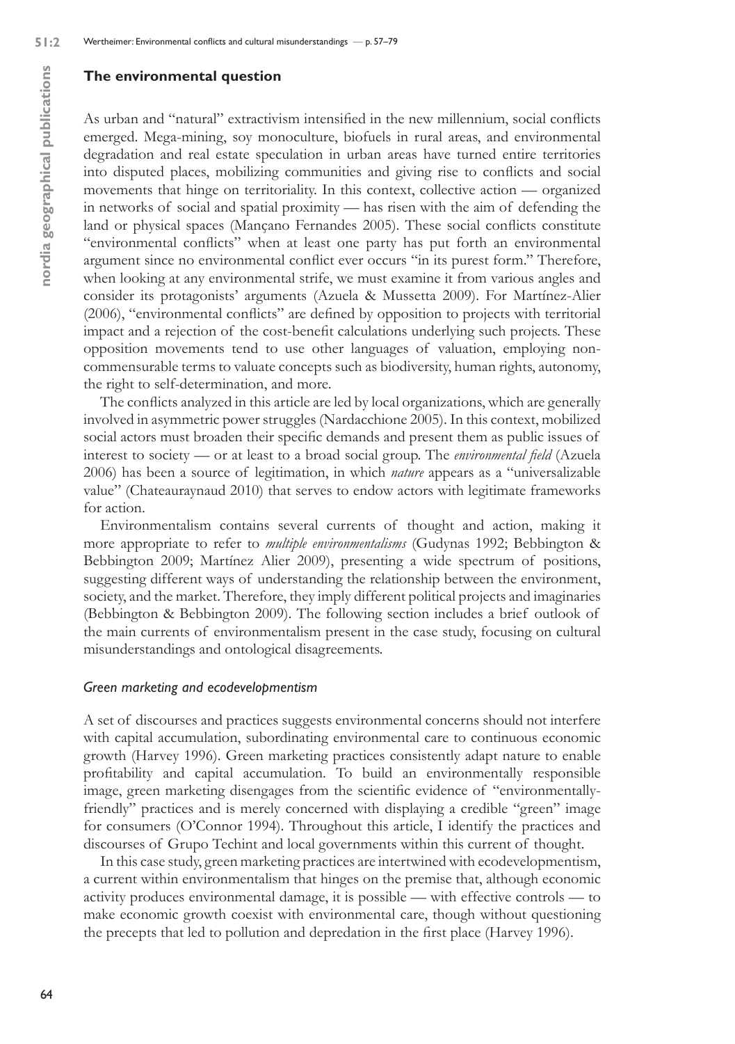## The environmental question

As urban and "natural" extractivism intensified in the new millennium, social conflicts emerged. Mega-mining, soy monoculture, biofuels in rural areas, and environmental degradation and real estate speculation in urban areas have turned entire territories into disputed places, mobilizing communities and giving rise to conflicts and social movements that hinge on territoriality. In this context, collective action — organized in networks of social and spatial proximity — has risen with the aim of defending the land or physical spaces (Mançano Fernandes 2005). These social conflicts constitute "environmental conflicts" when at least one party has put forth an environmental argument since no environmental conflict ever occurs "in its purest form." Therefore, when looking at any environmental strife, we must examine it from various angles and consider its protagonists' arguments (Azuela & Mussetta 2009). For Martínez-Alier (2006), "environmental conflicts" are defined by opposition to projects with territorial impact and a rejection of the cost-benefit calculations underlying such projects. These opposition movements tend to use other languages of valuation, employing non-commensurable terms to valuate concepts such as biodiversity, human rights, autonomy, the right to self-determination, and more.

The conflicts analyzed in this article are led by local organizations, which are generally involved in asymmetric power struggles (Nardacchione 2005). In this context, mobilized social actors must broaden their specific demands and present them as public issues of interest to society — or at least to a broad social group. The *environmental field* (Azuela 2006) has been a source of legitimation, in which *nature* appears as a "universalizable value" (Chateauraynaud 2010) that serves to endow actors with legitimate frameworks for action.

Environmentalism contains several currents of thought and action, making it more appropriate to refer to *multiple environmentalisms* (Gudynas 1992; Bebbington & Bebbington 2009; Martínez Alier 2009), presenting a wide spectrum of positions, suggesting different ways of understanding the relationship between the environment, society, and the market. Therefore, they imply different political projects and imaginaries (Bebbington & Bebbington 2009). The following section includes a brief outlook of the main currents of environmentalism present in the case study, focusing on cultural misunderstandings and ontological disagreements.

### *Green marketing and ecodevelopmentism*

A set of discourses and practices suggests environmental concerns should not interfere with capital accumulation, subordinating environmental care to continuous economic growth (Harvey 1996). Green marketing practices consistently adapt nature to enable profitability and capital accumulation. To build an environmentally responsible image, green marketing disengages from the scientific evidence of "environmentally-friendly" practices and is merely concerned with displaying a credible "green" image for consumers (O'Connor 1994). Throughout this article, I identify the practices and discourses of Grupo Techint and local governments within this current of thought.

In this case study, green marketing practices are intertwined with ecodevelopmentism, a current within environmentalism that hinges on the premise that, although economic activity produces environmental damage, it is possible — with effective controls — to make economic growth coexist with environmental care, though without questioning the precepts that led to pollution and depredation in the first place (Harvey 1996).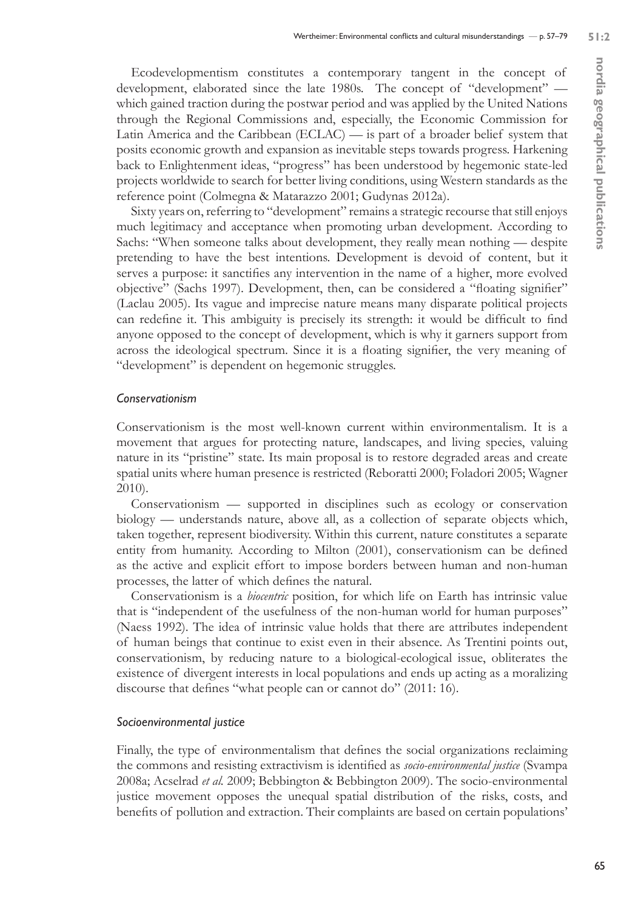Ecodevelopmentism constitutes a contemporary tangent in the concept of development, elaborated since the late 1980s. The concept of "development" — which gained traction during the postwar period and was applied by the United Nations through the Regional Commissions and, especially, the Economic Commission for Latin America and the Caribbean (ECLAC) — is part of a broader belief system that posits economic growth and expansion as inevitable steps towards progress. Harkening back to Enlightenment ideas, "progress" has been understood by hegemonic state-led projects worldwide to search for better living conditions, using Western standards as the reference point (Colmegna & Matarazzo 2001; Gudynas 2012a).

Sixty years on, referring to "development" remains a strategic recourse that still enjoys much legitimacy and acceptance when promoting urban development. According to Sachs: "When someone talks about development, they really mean nothing — despite pretending to have the best intentions. Development is devoid of content, but it serves a purpose: it sanctifies any intervention in the name of a higher, more evolved objective" (Sachs 1997). Development, then, can be considered a "floating signifier" (Laclau 2005). Its vague and imprecise nature means many disparate political projects can redefine it. This ambiguity is precisely its strength: it would be difficult to find anyone opposed to the concept of development, which is why it garners support from across the ideological spectrum. Since it is a floating signifier, the very meaning of "development" is dependent on hegemonic struggles.

### *Conservationism*

Conservationism is the most well-known current within environmentalism. It is a movement that argues for protecting nature, landscapes, and living species, valuing nature in its "pristine" state. Its main proposal is to restore degraded areas and create spatial units where human presence is restricted (Reboratti 2000; Foladori 2005; Wagner 2010).

Conservationism — supported in disciplines such as ecology or conservation biology — understands nature, above all, as a collection of separate objects which, taken together, represent biodiversity. Within this current, nature constitutes a separate entity from humanity. According to Milton (2001), conservationism can be defined as the active and explicit effort to impose borders between human and non-human processes, the latter of which defines the natural.

Conservationism is a *biocentric* position, for which life on Earth has intrinsic value that is "independent of the usefulness of the non-human world for human purposes" (Naess 1992). The idea of intrinsic value holds that there are attributes independent of human beings that continue to exist even in their absence. As Trentini points out, conservationism, by reducing nature to a biological-ecological issue, obliterates the existence of divergent interests in local populations and ends up acting as a moralizing discourse that defines "what people can or cannot do" (2011: 16).

### *Socioenvironmental justice*

Finally, the type of environmentalism that defines the social organizations reclaiming the commons and resisting extractivism is identified as *socio-environmental justice* (Svampa 2008a; Acselrad *et al.* 2009; Bebbington & Bebbington 2009). The socio-environmental justice movement opposes the unequal spatial distribution of the risks, costs, and benefits of pollution and extraction. Their complaints are based on certain populations'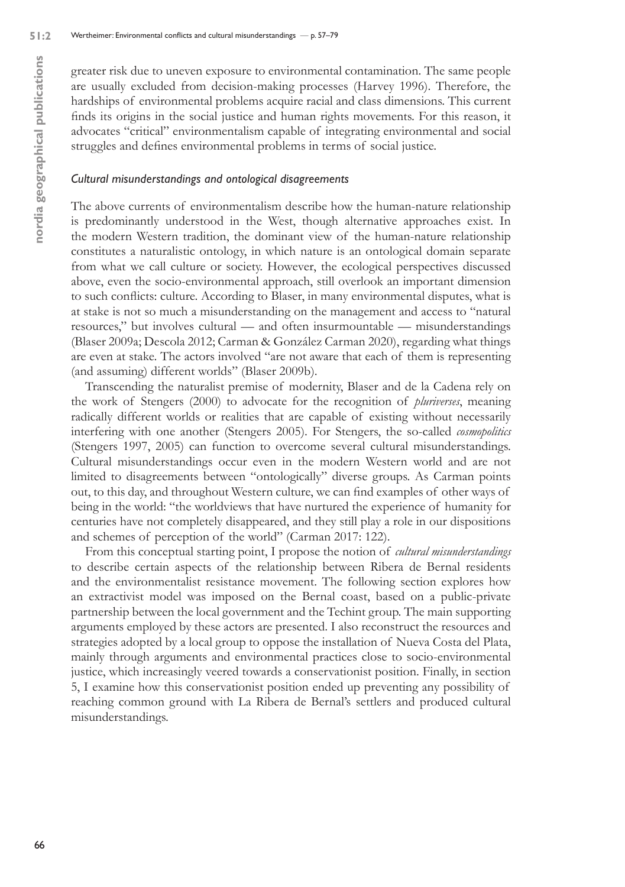greater risk due to uneven exposure to environmental contamination. The same people are usually excluded from decision-making processes (Harvey 1996). Therefore, the hardships of environmental problems acquire racial and class dimensions. This current finds its origins in the social justice and human rights movements. For this reason, it advocates "critical" environmentalism capable of integrating environmental and social struggles and defines environmental problems in terms of social justice.

### *Cultural misunderstandings and ontological disagreements*

The above currents of environmentalism describe how the human-nature relationship is predominantly understood in the West, though alternative approaches exist. In the modern Western tradition, the dominant view of the human-nature relationship constitutes a naturalistic ontology, in which nature is an ontological domain separate from what we call culture or society. However, the ecological perspectives discussed above, even the socio-environmental approach, still overlook an important dimension to such conflicts: culture. According to Blaser, in many environmental disputes, what is at stake is not so much a misunderstanding on the management and access to "natural resources," but involves cultural — and often insurmountable — misunderstandings (Blaser 2009a; Descola 2012; Carman & González Carman 2020), regarding what things are even at stake. The actors involved "are not aware that each of them is representing (and assuming) different worlds" (Blaser 2009b).

Transcending the naturalist premise of modernity, Blaser and de la Cadena rely on the work of Stengers (2000) to advocate for the recognition of *pluriverses*, meaning radically different worlds or realities that are capable of existing without necessarily interfering with one another (Stengers 2005). For Stengers, the so-called *cosmopolitics* (Stengers 1997, 2005) can function to overcome several cultural misunderstandings. Cultural misunderstandings occur even in the modern Western world and are not limited to disagreements between "ontologically" diverse groups. As Carman points out, to this day, and throughout Western culture, we can find examples of other ways of being in the world: "the worldviews that have nurtured the experience of humanity for centuries have not completely disappeared, and they still play a role in our dispositions and schemes of perception of the world" (Carman 2017: 122).

From this conceptual starting point, I propose the notion of *cultural misunderstandings* to describe certain aspects of the relationship between Ribera de Bernal residents and the environmentalist resistance movement. The following section explores how an extractivist model was imposed on the Bernal coast, based on a public-private partnership between the local government and the Techint group. The main supporting arguments employed by these actors are presented. I also reconstruct the resources and strategies adopted by a local group to oppose the installation of Nueva Costa del Plata, mainly through arguments and environmental practices close to socio-environmental justice, which increasingly veered towards a conservationist position. Finally, in section 5, I examine how this conservationist position ended up preventing any possibility of reaching common ground with La Ribera de Bernal's settlers and produced cultural misunderstandings.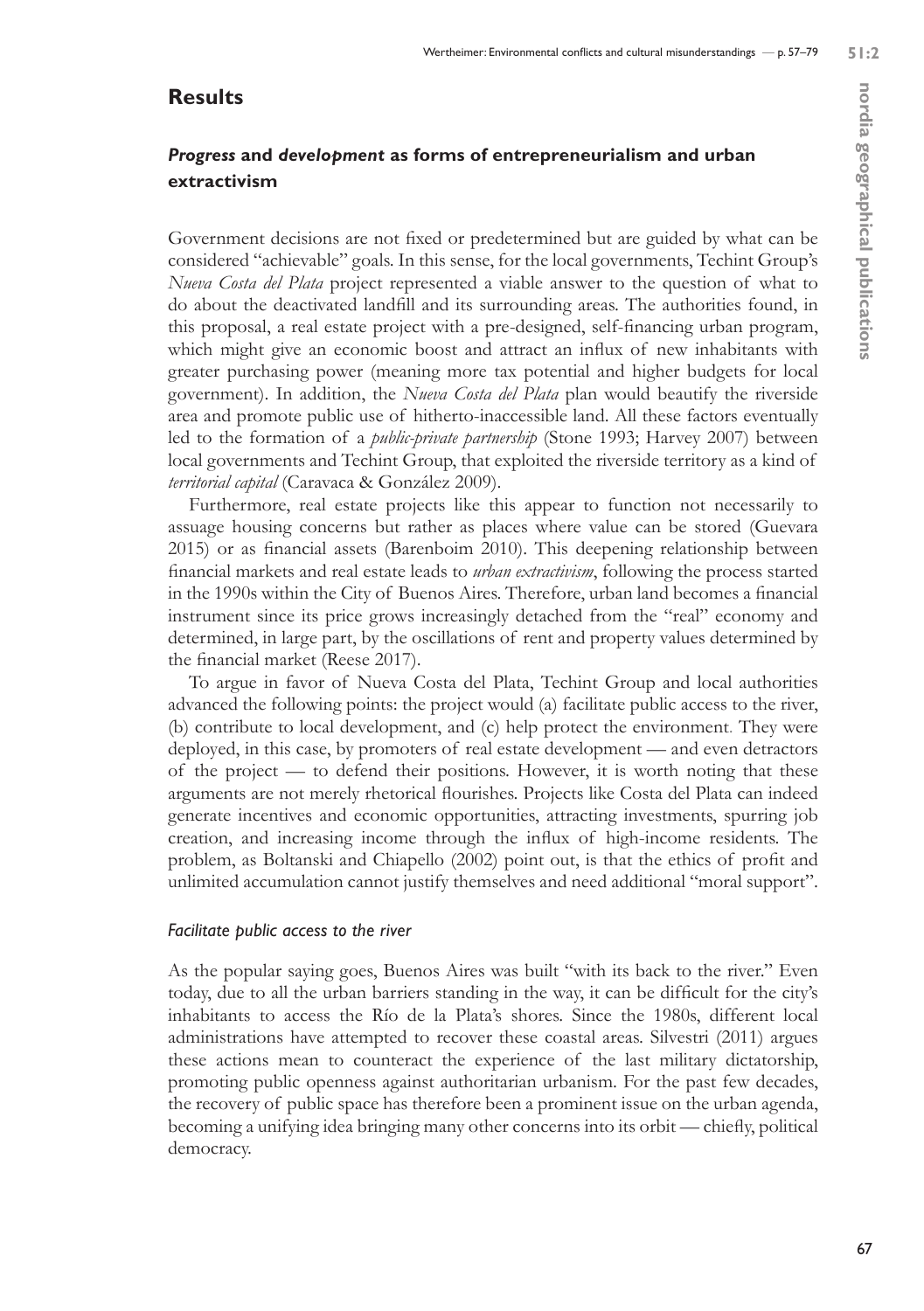## Results

### *Progress* and *development* as forms of entrepreneurialism and urban extractivism

Government decisions are not fixed or predetermined but are guided by what can be considered "achievable" goals. In this sense, for the local governments, Techint Group's *Nueva Costa del Plata* project represented a viable answer to the question of what to do about the deactivated landfill and its surrounding areas. The authorities found, in this proposal, a real estate project with a pre-designed, self-financing urban program, which might give an economic boost and attract an influx of new inhabitants with greater purchasing power (meaning more tax potential and higher budgets for local government). In addition, the *Nueva Costa del Plata* plan would beautify the riverside area and promote public use of hitherto-inaccessible land. All these factors eventually led to the formation of a *public-private partnership* (Stone 1993; Harvey 2007) between local governments and Techint Group, that exploited the riverside territory as a kind of *territorial capital* (Caravaca & González 2009).

Furthermore, real estate projects like this appear to function not necessarily to assuage housing concerns but rather as places where value can be stored (Guevara 2015) or as financial assets (Barenboim 2010). This deepening relationship between financial markets and real estate leads to *urban extractivism*, following the process started in the 1990s within the City of Buenos Aires. Therefore, urban land becomes a financial instrument since its price grows increasingly detached from the "real" economy and determined, in large part, by the oscillations of rent and property values determined by the financial market (Reese 2017).

To argue in favor of Nueva Costa del Plata, Techint Group and local authorities advanced the following points: the project would (a) facilitate public access to the river, (b) contribute to local development, and (c) help protect the environment. They were deployed, in this case, by promoters of real estate development — and even detractors of the project — to defend their positions. However, it is worth noting that these arguments are not merely rhetorical flourishes. Projects like Costa del Plata can indeed generate incentives and economic opportunities, attracting investments, spurring job creation, and increasing income through the influx of high-income residents. The problem, as Boltanski and Chiapello (2002) point out, is that the ethics of profit and unlimited accumulation cannot justify themselves and need additional "moral support".

#### *Facilitate public access to the river*

As the popular saying goes, Buenos Aires was built "with its back to the river." Even today, due to all the urban barriers standing in the way, it can be difficult for the city's inhabitants to access the Río de la Plata's shores. Since the 1980s, different local administrations have attempted to recover these coastal areas. Silvestri (2011) argues these actions mean to counteract the experience of the last military dictatorship, promoting public openness against authoritarian urbanism. For the past few decades, the recovery of public space has therefore been a prominent issue on the urban agenda, becoming a unifying idea bringing many other concerns into its orbit — chiefly, political democracy.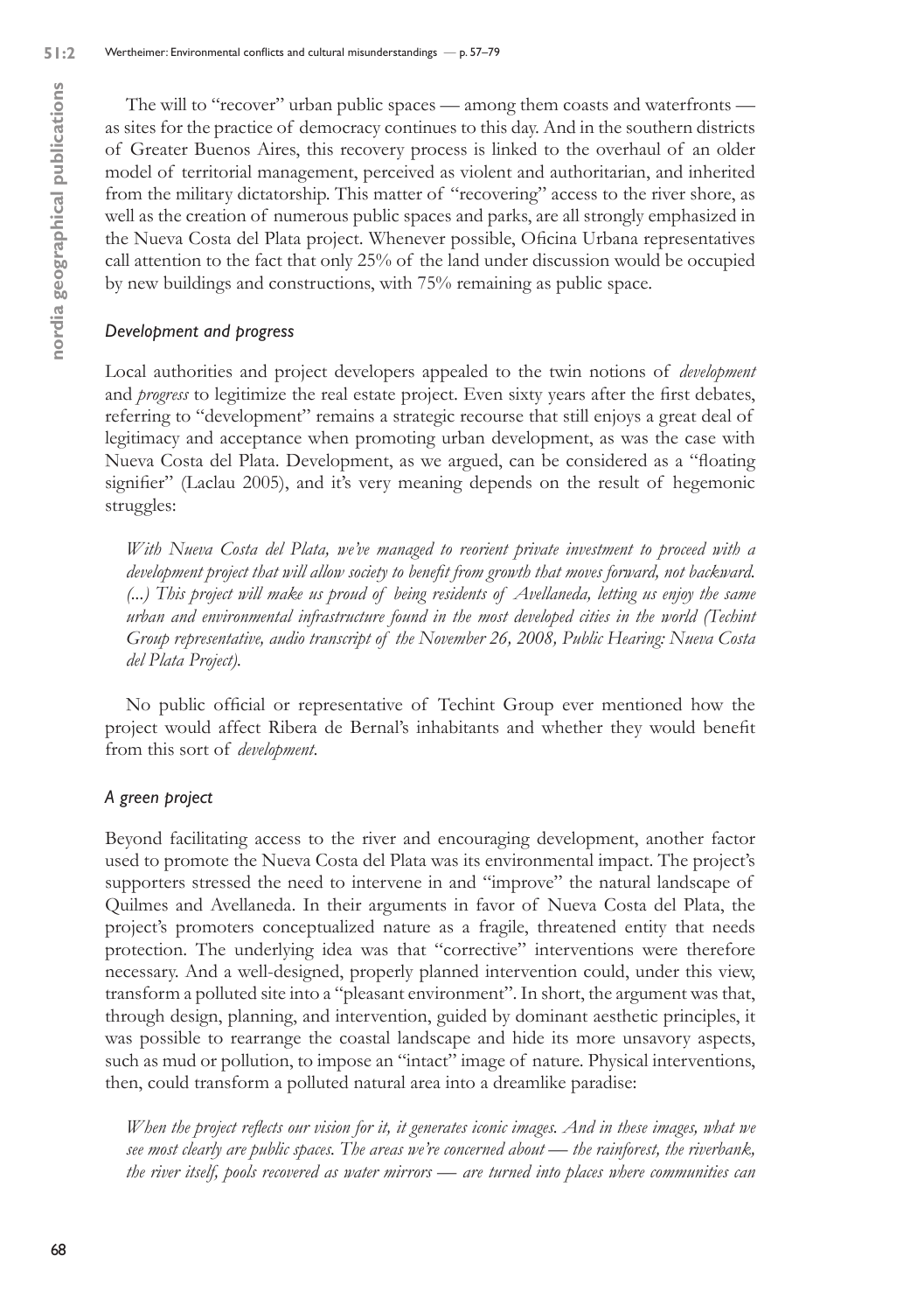The will to "recover" urban public spaces — among them coasts and waterfronts — as sites for the practice of democracy continues to this day. And in the southern districts of Greater Buenos Aires, this recovery process is linked to the overhaul of an older model of territorial management, perceived as violent and authoritarian, and inherited from the military dictatorship. This matter of "recovering" access to the river shore, as well as the creation of numerous public spaces and parks, are all strongly emphasized in the Nueva Costa del Plata project. Whenever possible, Oficina Urbana representatives call attention to the fact that only 25% of the land under discussion would be occupied by new buildings and constructions, with 75% remaining as public space.

### *Development and progress*

Local authorities and project developers appealed to the twin notions of *development* and *progress* to legitimize the real estate project. Even sixty years after the first debates, referring to "development" remains a strategic recourse that still enjoys a great deal of legitimacy and acceptance when promoting urban development, as was the case with Nueva Costa del Plata. Development, as we argued, can be considered as a "floating signifier" (Laclau 2005), and it's very meaning depends on the result of hegemonic struggles:

> *With Nueva Costa del Plata, we've managed to reorient private investment to proceed with a development project that will allow society to benefit from growth that moves forward, not backward. (...) This project will make us proud of being residents of Avellaneda, letting us enjoy the same urban and environmental infrastructure found in the most developed cities in the world (Techint Group representative, audio transcript of the November 26, 2008, Public Hearing: Nueva Costa del Plata Project).*

No public official or representative of Techint Group ever mentioned how the project would affect Ribera de Bernal's inhabitants and whether they would benefit from this sort of *development*.

### *A green project*

Beyond facilitating access to the river and encouraging development, another factor used to promote the Nueva Costa del Plata was its environmental impact. The project's supporters stressed the need to intervene in and "improve" the natural landscape of Quilmes and Avellaneda. In their arguments in favor of Nueva Costa del Plata, the project's promoters conceptualized nature as a fragile, threatened entity that needs protection. The underlying idea was that "corrective" interventions were therefore necessary. And a well-designed, properly planned intervention could, under this view, transform a polluted site into a "pleasant environment". In short, the argument was that, through design, planning, and intervention, guided by dominant aesthetic principles, it was possible to rearrange the coastal landscape and hide its more unsavory aspects, such as mud or pollution, to impose an "intact" image of nature. Physical interventions, then, could transform a polluted natural area into a dreamlike paradise:

> *When the project reflects our vision for it, it generates iconic images. And in these images, what we see most clearly are public spaces. The areas we're concerned about — the rainforest, the riverbank, the river itself, pools recovered as water mirrors — are turned into places where communities can*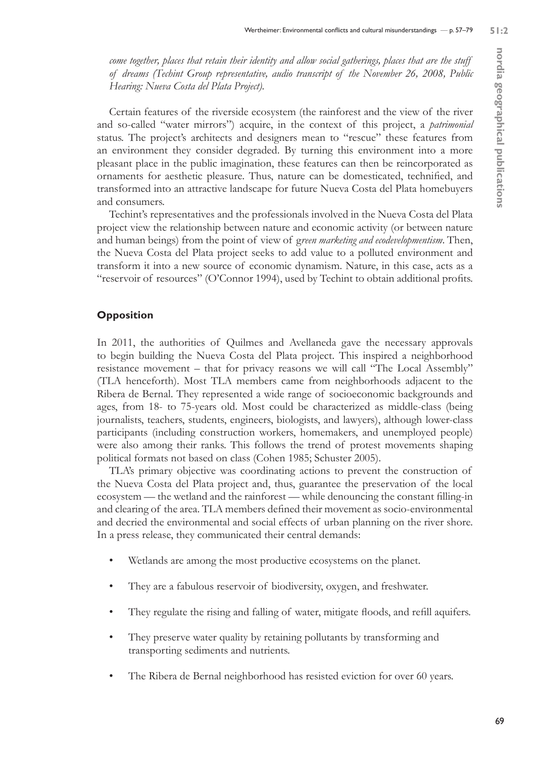*come together, places that retain their identity and allow social gatherings, places that are the stuff of dreams (Techint Group representative, audio transcript of the November 26, 2008, Public Hearing: Nueva Costa del Plata Project).*

Certain features of the riverside ecosystem (the rainforest and the view of the river and so-called "water mirrors") acquire, in the context of this project, a *patrimonial* status. The project's architects and designers mean to "rescue" these features from an environment they consider degraded. By turning this environment into a more pleasant place in the public imagination, these features can then be reincorporated as ornaments for aesthetic pleasure. Thus, nature can be domesticated, technified, and transformed into an attractive landscape for future Nueva Costa del Plata homebuyers and consumers.

Techint's representatives and the professionals involved in the Nueva Costa del Plata project view the relationship between nature and economic activity (or between nature and human beings) from the point of view of *green marketing and ecodevelopmentism*. Then, the Nueva Costa del Plata project seeks to add value to a polluted environment and transform it into a new source of economic dynamism. Nature, in this case, acts as a "reservoir of resources" (O'Connor 1994), used by Techint to obtain additional profits.

## Opposition

In 2011, the authorities of Quilmes and Avellaneda gave the necessary approvals to begin building the Nueva Costa del Plata project. This inspired a neighborhood resistance movement – that for privacy reasons we will call "The Local Assembly" (TLA henceforth). Most TLA members came from neighborhoods adjacent to the Ribera de Bernal. They represented a wide range of socioeconomic backgrounds and ages, from 18- to 75-years old. Most could be characterized as middle-class (being journalists, teachers, students, engineers, biologists, and lawyers), although lower-class participants (including construction workers, homemakers, and unemployed people) were also among their ranks. This follows the trend of protest movements shaping political formats not based on class (Cohen 1985; Schuster 2005).

TLA's primary objective was coordinating actions to prevent the construction of the Nueva Costa del Plata project and, thus, guarantee the preservation of the local ecosystem — the wetland and the rainforest — while denouncing the constant filling-in and clearing of the area. TLA members defined their movement as socio-environmental and decried the environmental and social effects of urban planning on the river shore. In a press release, they communicated their central demands:

- Wetlands are among the most productive ecosystems on the planet.
- They are a fabulous reservoir of biodiversity, oxygen, and freshwater.
- They regulate the rising and falling of water, mitigate floods, and refill aquifers.
- They preserve water quality by retaining pollutants by transforming and transporting sediments and nutrients.
- The Ribera de Bernal neighborhood has resisted eviction for over 60 years.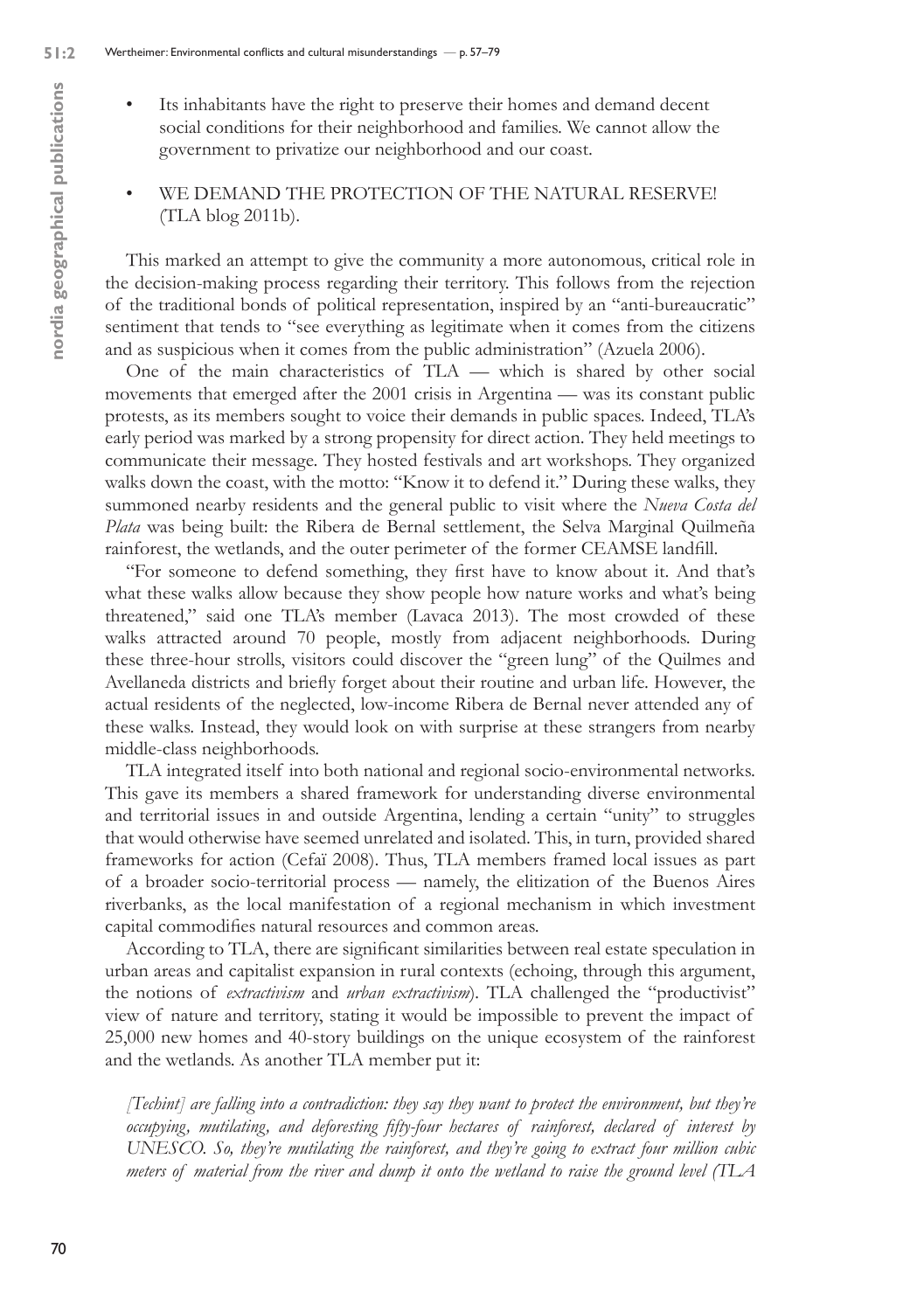- Its inhabitants have the right to preserve their homes and demand decent social conditions for their neighborhood and families. We cannot allow the government to privatize our neighborhood and our coast.

- WE DEMAND THE PROTECTION OF THE NATURAL RESERVE! (TLA blog 2011b).

This marked an attempt to give the community a more autonomous, critical role in the decision-making process regarding their territory. This follows from the rejection of the traditional bonds of political representation, inspired by an "anti-bureaucratic" sentiment that tends to "see everything as legitimate when it comes from the citizens and as suspicious when it comes from the public administration" (Azuela 2006).

One of the main characteristics of TLA — which is shared by other social movements that emerged after the 2001 crisis in Argentina — was its constant public protests, as its members sought to voice their demands in public spaces. Indeed, TLA's early period was marked by a strong propensity for direct action. They held meetings to communicate their message. They hosted festivals and art workshops. They organized walks down the coast, with the motto: "Know it to defend it." During these walks, they summoned nearby residents and the general public to visit where the *Nueva Costa del Plata* was being built: the Ribera de Bernal settlement, the Selva Marginal Quilmeña rainforest, the wetlands, and the outer perimeter of the former CEAMSE landfill.

"For someone to defend something, they first have to know about it. And that's what these walks allow because they show people how nature works and what's being threatened," said one TLA's member (Lavaca 2013). The most crowded of these walks attracted around 70 people, mostly from adjacent neighborhoods. During these three-hour strolls, visitors could discover the "green lung" of the Quilmes and Avellaneda districts and briefly forget about their routine and urban life. However, the actual residents of the neglected, low-income Ribera de Bernal never attended any of these walks. Instead, they would look on with surprise at these strangers from nearby middle-class neighborhoods.

TLA integrated itself into both national and regional socio-environmental networks. This gave its members a shared framework for understanding diverse environmental and territorial issues in and outside Argentina, lending a certain "unity" to struggles that would otherwise have seemed unrelated and isolated. This, in turn, provided shared frameworks for action (Cefaï 2008). Thus, TLA members framed local issues as part of a broader socio-territorial process — namely, the elitization of the Buenos Aires riverbanks, as the local manifestation of a regional mechanism in which investment capital commodifies natural resources and common areas.

According to TLA, there are significant similarities between real estate speculation in urban areas and capitalist expansion in rural contexts (echoing, through this argument, the notions of *extractivism* and *urban extractivism*). TLA challenged the "productivist" view of nature and territory, stating it would be impossible to prevent the impact of 25,000 new homes and 40-story buildings on the unique ecosystem of the rainforest and the wetlands. As another TLA member put it:

*[Techint] are falling into a contradiction: they say they want to protect the environment, but they're occupying, mutilating, and deforesting fifty-four hectares of rainforest, declared of interest by UNESCO. So, they're mutilating the rainforest, and they're going to extract four million cubic meters of material from the river and dump it onto the wetland to raise the ground level (TLA*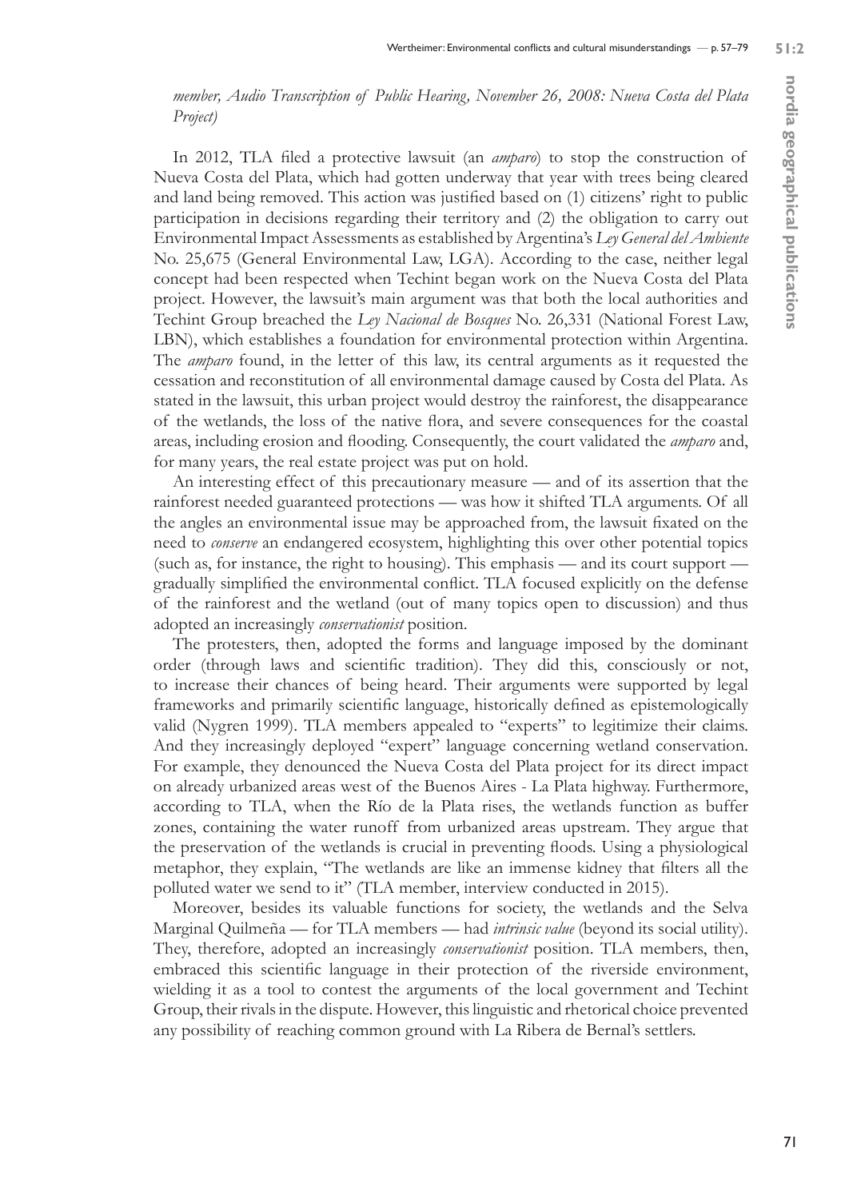*member, Audio Transcription of Public Hearing, November 26, 2008: Nueva Costa del Plata Project)*

In 2012, TLA filed a protective lawsuit (an *amparo*) to stop the construction of Nueva Costa del Plata, which had gotten underway that year with trees being cleared and land being removed. This action was justified based on (1) citizens' right to public participation in decisions regarding their territory and (2) the obligation to carry out Environmental Impact Assessments as established by Argentina's *Ley General del Ambiente* No. 25,675 (General Environmental Law, LGA). According to the case, neither legal concept had been respected when Techint began work on the Nueva Costa del Plata project. However, the lawsuit's main argument was that both the local authorities and Techint Group breached the *Ley Nacional de Bosques* No. 26,331 (National Forest Law, LBN), which establishes a foundation for environmental protection within Argentina. The *amparo* found, in the letter of this law, its central arguments as it requested the cessation and reconstitution of all environmental damage caused by Costa del Plata. As stated in the lawsuit, this urban project would destroy the rainforest, the disappearance of the wetlands, the loss of the native flora, and severe consequences for the coastal areas, including erosion and flooding. Consequently, the court validated the *amparo* and, for many years, the real estate project was put on hold.

An interesting effect of this precautionary measure — and of its assertion that the rainforest needed guaranteed protections — was how it shifted TLA arguments. Of all the angles an environmental issue may be approached from, the lawsuit fixated on the need to *conserve* an endangered ecosystem, highlighting this over other potential topics (such as, for instance, the right to housing). This emphasis — and its court support — gradually simplified the environmental conflict. TLA focused explicitly on the defense of the rainforest and the wetland (out of many topics open to discussion) and thus adopted an increasingly *conservationist* position.

The protesters, then, adopted the forms and language imposed by the dominant order (through laws and scientific tradition). They did this, consciously or not, to increase their chances of being heard. Their arguments were supported by legal frameworks and primarily scientific language, historically defined as epistemologically valid (Nygren 1999). TLA members appealed to "experts" to legitimize their claims. And they increasingly deployed "expert" language concerning wetland conservation. For example, they denounced the Nueva Costa del Plata project for its direct impact on already urbanized areas west of the Buenos Aires - La Plata highway. Furthermore, according to TLA, when the Río de la Plata rises, the wetlands function as buffer zones, containing the water runoff from urbanized areas upstream. They argue that the preservation of the wetlands is crucial in preventing floods. Using a physiological metaphor, they explain, "The wetlands are like an immense kidney that filters all the polluted water we send to it" (TLA member, interview conducted in 2015).

Moreover, besides its valuable functions for society, the wetlands and the Selva Marginal Quilmeña — for TLA members — had *intrinsic value* (beyond its social utility). They, therefore, adopted an increasingly *conservationist* position. TLA members, then, embraced this scientific language in their protection of the riverside environment, wielding it as a tool to contest the arguments of the local government and Techint Group, their rivals in the dispute. However, this linguistic and rhetorical choice prevented any possibility of reaching common ground with La Ribera de Bernal's settlers.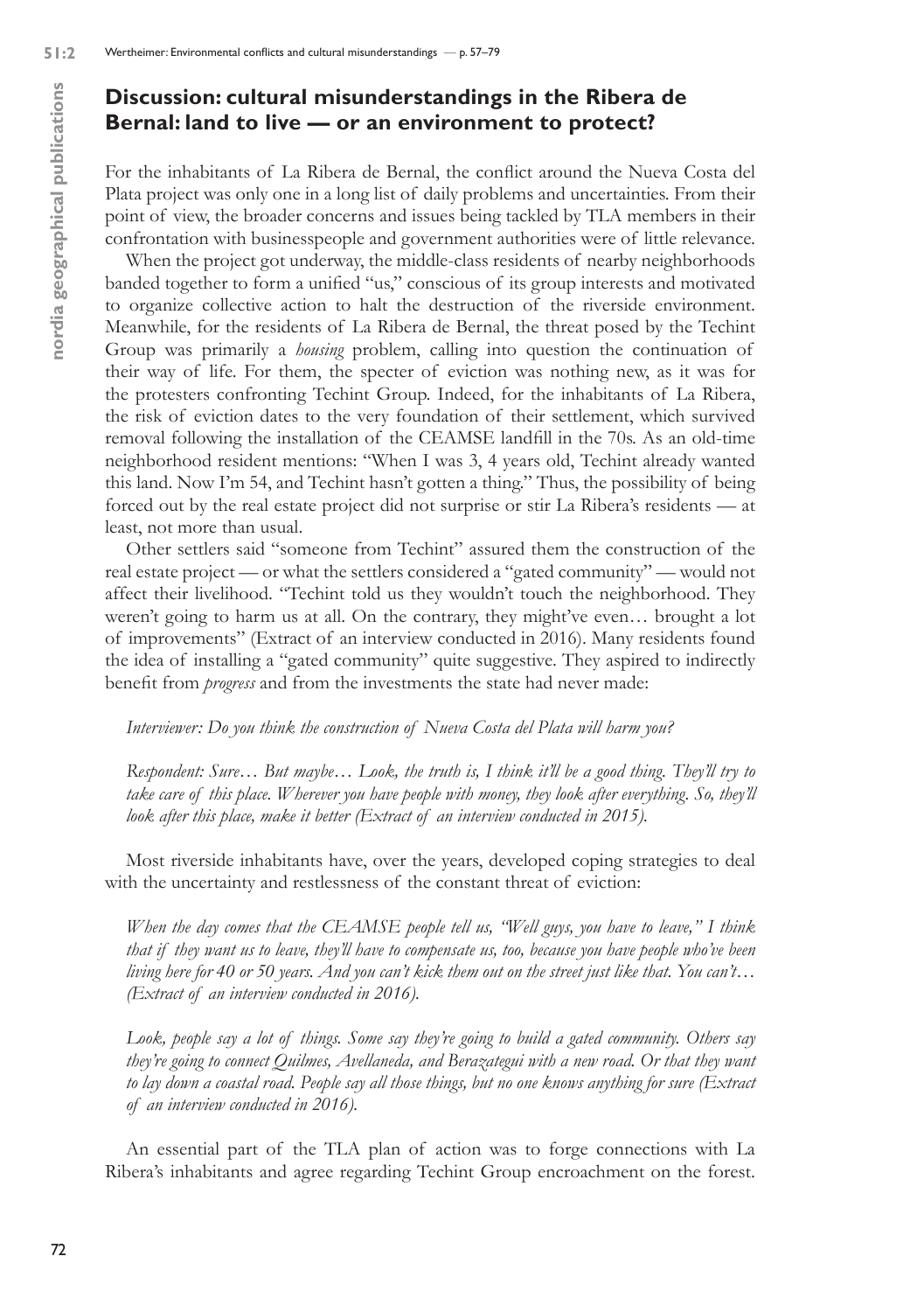## Discussion: cultural misunderstandings in the Ribera de Bernal: land to live — or an environment to protect?

For the inhabitants of La Ribera de Bernal, the conflict around the Nueva Costa del Plata project was only one in a long list of daily problems and uncertainties. From their point of view, the broader concerns and issues being tackled by TLA members in their confrontation with businesspeople and government authorities were of little relevance.

When the project got underway, the middle-class residents of nearby neighborhoods banded together to form a unified "us," conscious of its group interests and motivated to organize collective action to halt the destruction of the riverside environment. Meanwhile, for the residents of La Ribera de Bernal, the threat posed by the Techint Group was primarily a *housing* problem, calling into question the continuation of their way of life. For them, the specter of eviction was nothing new, as it was for the protesters confronting Techint Group. Indeed, for the inhabitants of La Ribera, the risk of eviction dates to the very foundation of their settlement, which survived removal following the installation of the CEAMSE landfill in the 70s. As an old-time neighborhood resident mentions: "When I was 3, 4 years old, Techint already wanted this land. Now I'm 54, and Techint hasn't gotten a thing." Thus, the possibility of being forced out by the real estate project did not surprise or stir La Ribera's residents — at least, not more than usual.

Other settlers said "someone from Techint" assured them the construction of the real estate project — or what the settlers considered a "gated community" — would not affect their livelihood. "Techint told us they wouldn't touch the neighborhood. They weren't going to harm us at all. On the contrary, they might've even… brought a lot of improvements" (Extract of an interview conducted in 2016). Many residents found the idea of installing a "gated community" quite suggestive. They aspired to indirectly benefit from *progress* and from the investments the state had never made:

*Interviewer: Do you think the construction of Nueva Costa del Plata will harm you?*

*Respondent: Sure… But maybe… Look, the truth is, I think it'll be a good thing. They'll try to take care of this place. Wherever you have people with money, they look after everything. So, they'll look after this place, make it better (Extract of an interview conducted in 2015).*

Most riverside inhabitants have, over the years, developed coping strategies to deal with the uncertainty and restlessness of the constant threat of eviction:

*When the day comes that the CEAMSE people tell us, "Well guys, you have to leave," I think that if they want us to leave, they'll have to compensate us, too, because you have people who've been living here for 40 or 50 years. And you can't kick them out on the street just like that. You can't… (Extract of an interview conducted in 2016).*

*Look, people say a lot of things. Some say they're going to build a gated community. Others say they're going to connect Quilmes, Avellaneda, and Berazategui with a new road. Or that they want to lay down a coastal road. People say all those things, but no one knows anything for sure (Extract of an interview conducted in 2016).*

An essential part of the TLA plan of action was to forge connections with La Ribera's inhabitants and agree regarding Techint Group encroachment on the forest.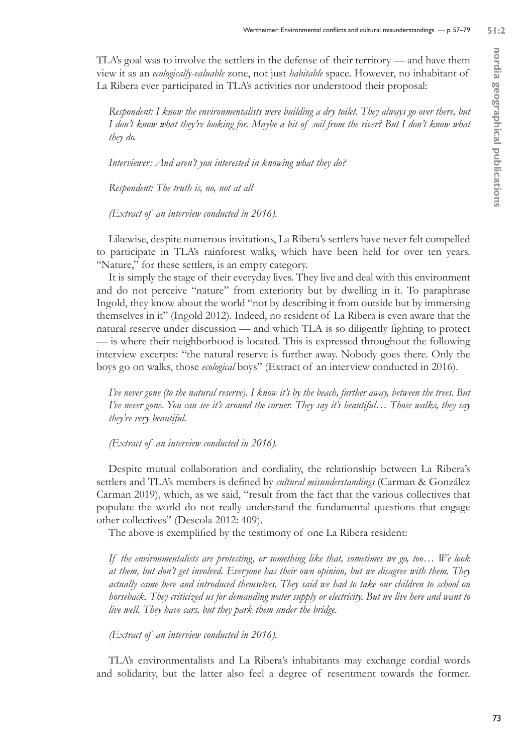TLA's goal was to involve the settlers in the defense of their territory — and have them view it as an *ecologically-valuable* zone, not just *habitable* space. However, no inhabitant of La Ribera ever participated in TLA's activities nor understood their proposal:

> *Respondent: I know the environmentalists were building a dry toilet. They always go over there, but I don't know what they're looking for. Maybe a bit of soil from the river? But I don't know what they do.*
>
> *Interviewer: And aren't you interested in knowing what they do?*
>
> *Respondent: The truth is, no, not at all*
>
> *(Extract of an interview conducted in 2016).*

Likewise, despite numerous invitations, La Ribera's settlers have never felt compelled to participate in TLA's rainforest walks, which have been held for over ten years. "Nature," for these settlers, is an empty category.

It is simply the stage of their everyday lives. They live and deal with this environment and do not perceive "nature" from exteriority but by dwelling in it. To paraphrase Ingold, they know about the world "not by describing it from outside but by immersing themselves in it" (Ingold 2012). Indeed, no resident of La Ribera is even aware that the natural reserve under discussion — and which TLA is so diligently fighting to protect — is where their neighborhood is located. This is expressed throughout the following interview excerpts: "the natural reserve is further away. Nobody goes there. Only the boys go on walks, those *ecological* boys" (Extract of an interview conducted in 2016).

> *I've never gone (to the natural reserve). I know it's by the beach, further away, between the trees. But I've never gone. You can see it's around the corner. They say it's beautiful… Those walks, they say they're very beautiful.*
>
> *(Extract of an interview conducted in 2016).*

Despite mutual collaboration and cordiality, the relationship between La Ribera's settlers and TLA's members is defined by *cultural misunderstandings* (Carman & González Carman 2019), which, as we said, "result from the fact that the various collectives that populate the world do not really understand the fundamental questions that engage other collectives" (Descola 2012: 409).

The above is exemplified by the testimony of one La Ribera resident:

> *If the environmentalists are protesting, or something like that, sometimes we go, too… We look at them, but don't get involved. Everyone has their own opinion, but we disagree with them. They actually came here and introduced themselves. They said we had to take our children to school on horseback. They criticized us for demanding water supply or electricity. But we live here and want to live well. They have cars, but they park them under the bridge.*
>
> *(Extract of an interview conducted in 2016).*

TLA's environmentalists and La Ribera's inhabitants may exchange cordial words and solidarity, but the latter also feel a degree of resentment towards the former.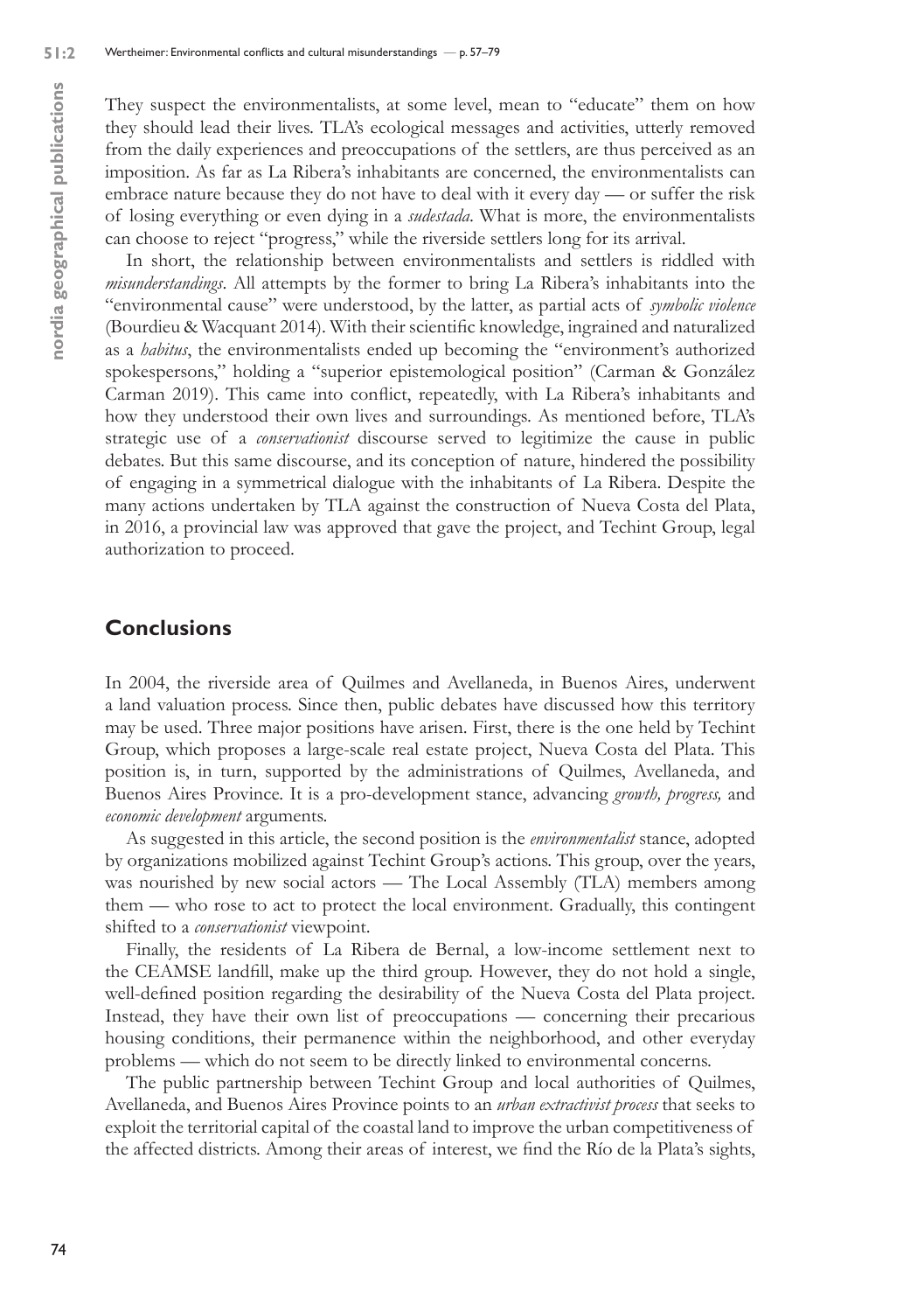They suspect the environmentalists, at some level, mean to "educate" them on how they should lead their lives. TLA's ecological messages and activities, utterly removed from the daily experiences and preoccupations of the settlers, are thus perceived as an imposition. As far as La Ribera's inhabitants are concerned, the environmentalists can embrace nature because they do not have to deal with it every day — or suffer the risk of losing everything or even dying in a *sudestada*. What is more, the environmentalists can choose to reject "progress," while the riverside settlers long for its arrival.

In short, the relationship between environmentalists and settlers is riddled with *misunderstandings*. All attempts by the former to bring La Ribera's inhabitants into the "environmental cause" were understood, by the latter, as partial acts of *symbolic violence* (Bourdieu & Wacquant 2014). With their scientific knowledge, ingrained and naturalized as a *habitus*, the environmentalists ended up becoming the "environment's authorized spokespersons," holding a "superior epistemological position" (Carman & González Carman 2019). This came into conflict, repeatedly, with La Ribera's inhabitants and how they understood their own lives and surroundings. As mentioned before, TLA's strategic use of a *conservationist* discourse served to legitimize the cause in public debates. But this same discourse, and its conception of nature, hindered the possibility of engaging in a symmetrical dialogue with the inhabitants of La Ribera. Despite the many actions undertaken by TLA against the construction of Nueva Costa del Plata, in 2016, a provincial law was approved that gave the project, and Techint Group, legal authorization to proceed.

## Conclusions

In 2004, the riverside area of Quilmes and Avellaneda, in Buenos Aires, underwent a land valuation process. Since then, public debates have discussed how this territory may be used. Three major positions have arisen. First, there is the one held by Techint Group, which proposes a large-scale real estate project, Nueva Costa del Plata. This position is, in turn, supported by the administrations of Quilmes, Avellaneda, and Buenos Aires Province. It is a pro-development stance, advancing *growth, progress,* and *economic development* arguments.

As suggested in this article, the second position is the *environmentalist* stance, adopted by organizations mobilized against Techint Group's actions. This group, over the years, was nourished by new social actors — The Local Assembly (TLA) members among them — who rose to act to protect the local environment. Gradually, this contingent shifted to a *conservationist* viewpoint.

Finally, the residents of La Ribera de Bernal, a low-income settlement next to the CEAMSE landfill, make up the third group. However, they do not hold a single, well-defined position regarding the desirability of the Nueva Costa del Plata project. Instead, they have their own list of preoccupations — concerning their precarious housing conditions, their permanence within the neighborhood, and other everyday problems — which do not seem to be directly linked to environmental concerns.

The public partnership between Techint Group and local authorities of Quilmes, Avellaneda, and Buenos Aires Province points to an *urban extractivist process* that seeks to exploit the territorial capital of the coastal land to improve the urban competitiveness of the affected districts. Among their areas of interest, we find the Río de la Plata's sights,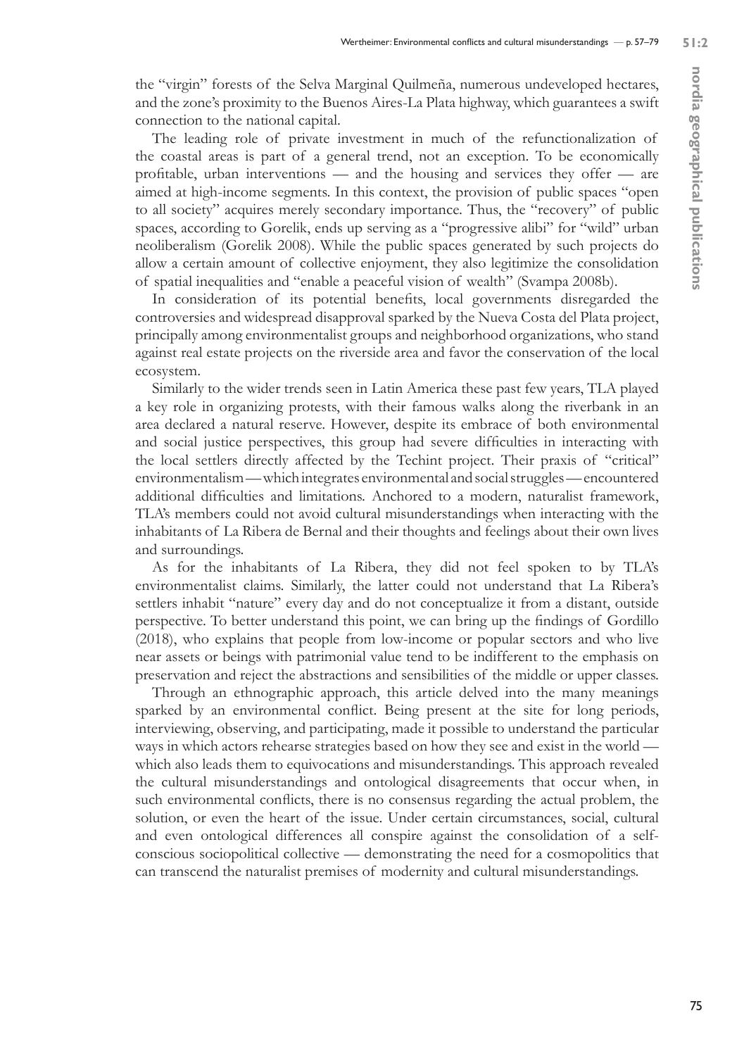the "virgin" forests of the Selva Marginal Quilmeña, numerous undeveloped hectares, and the zone's proximity to the Buenos Aires-La Plata highway, which guarantees a swift connection to the national capital.

The leading role of private investment in much of the refunctionalization of the coastal areas is part of a general trend, not an exception. To be economically profitable, urban interventions — and the housing and services they offer — are aimed at high-income segments. In this context, the provision of public spaces "open to all society" acquires merely secondary importance. Thus, the "recovery" of public spaces, according to Gorelik, ends up serving as a "progressive alibi" for "wild" urban neoliberalism (Gorelik 2008). While the public spaces generated by such projects do allow a certain amount of collective enjoyment, they also legitimize the consolidation of spatial inequalities and "enable a peaceful vision of wealth" (Svampa 2008b).

In consideration of its potential benefits, local governments disregarded the controversies and widespread disapproval sparked by the Nueva Costa del Plata project, principally among environmentalist groups and neighborhood organizations, who stand against real estate projects on the riverside area and favor the conservation of the local ecosystem.

Similarly to the wider trends seen in Latin America these past few years, TLA played a key role in organizing protests, with their famous walks along the riverbank in an area declared a natural reserve. However, despite its embrace of both environmental and social justice perspectives, this group had severe difficulties in interacting with the local settlers directly affected by the Techint project. Their praxis of "critical" environmentalism — which integrates environmental and social struggles — encountered additional difficulties and limitations. Anchored to a modern, naturalist framework, TLA's members could not avoid cultural misunderstandings when interacting with the inhabitants of La Ribera de Bernal and their thoughts and feelings about their own lives and surroundings.

As for the inhabitants of La Ribera, they did not feel spoken to by TLA's environmentalist claims. Similarly, the latter could not understand that La Ribera's settlers inhabit "nature" every day and do not conceptualize it from a distant, outside perspective. To better understand this point, we can bring up the findings of Gordillo (2018), who explains that people from low-income or popular sectors and who live near assets or beings with patrimonial value tend to be indifferent to the emphasis on preservation and reject the abstractions and sensibilities of the middle or upper classes.

Through an ethnographic approach, this article delved into the many meanings sparked by an environmental conflict. Being present at the site for long periods, interviewing, observing, and participating, made it possible to understand the particular ways in which actors rehearse strategies based on how they see and exist in the world — which also leads them to equivocations and misunderstandings. This approach revealed the cultural misunderstandings and ontological disagreements that occur when, in such environmental conflicts, there is no consensus regarding the actual problem, the solution, or even the heart of the issue. Under certain circumstances, social, cultural and even ontological differences all conspire against the consolidation of a self-conscious sociopolitical collective — demonstrating the need for a cosmopolitics that can transcend the naturalist premises of modernity and cultural misunderstandings.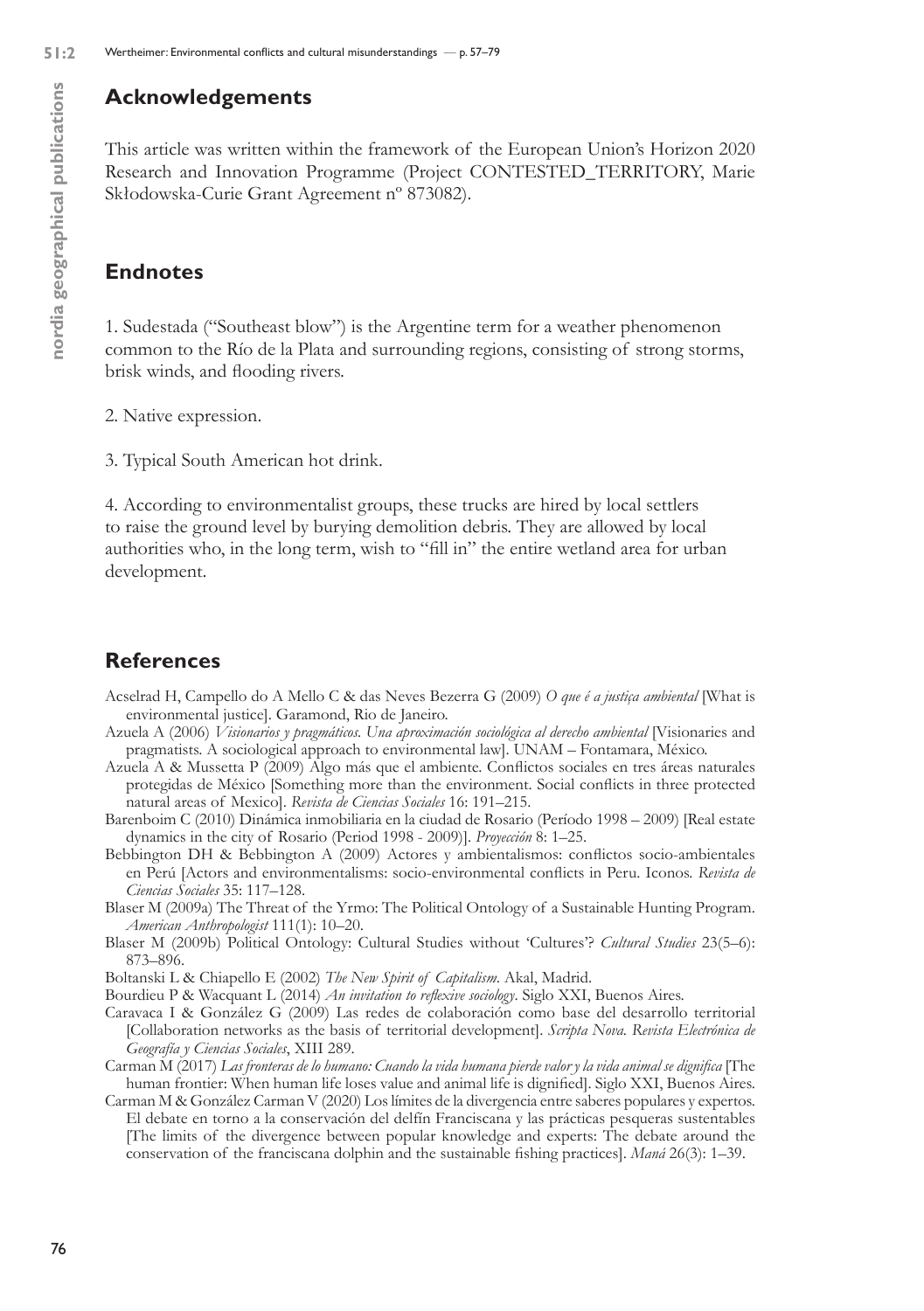## Acknowledgements

This article was written within the framework of the European Union's Horizon 2020 Research and Innovation Programme (Project CONTESTED_TERRITORY, Marie Skłodowska-Curie Grant Agreement nº 873082).

## Endnotes

1. Sudestada ("Southeast blow") is the Argentine term for a weather phenomenon common to the Río de la Plata and surrounding regions, consisting of strong storms, brisk winds, and flooding rivers.

2. Native expression.

3. Typical South American hot drink.

4. According to environmentalist groups, these trucks are hired by local settlers to raise the ground level by burying demolition debris. They are allowed by local authorities who, in the long term, wish to "fill in" the entire wetland area for urban development.

## References

Acselrad H, Campello do A Mello C & das Neves Bezerra G (2009) *O que é a justiça ambiental* [What is environmental justice]. Garamond, Rio de Janeiro.

Azuela A (2006) *Visionarios y pragmáticos. Una aproximación sociológica al derecho ambiental* [Visionaries and pragmatists. A sociological approach to environmental law]. UNAM – Fontamara, México.

Azuela A & Mussetta P (2009) Algo más que el ambiente. Conflictos sociales en tres áreas naturales protegidas de México [Something more than the environment. Social conflicts in three protected natural areas of Mexico]. *Revista de Ciencias Sociales* 16: 191–215.

Barenboim C (2010) Dinámica inmobiliaria en la ciudad de Rosario (Período 1998 – 2009) [Real estate dynamics in the city of Rosario (Period 1998 - 2009)]. *Proyección* 8: 1–25.

Bebbington DH & Bebbington A (2009) Actores y ambientalismos: conflictos socio-ambientales en Perú [Actors and environmentalisms: socio-environmental conflicts in Peru. Iconos. *Revista de Ciencias Sociales* 35: 117–128.

Blaser M (2009a) The Threat of the Yrmo: The Political Ontology of a Sustainable Hunting Program. *American Anthropologist* 111(1): 10–20.

Blaser M (2009b) Political Ontology: Cultural Studies without 'Cultures'? *Cultural Studies* 23(5–6): 873–896.

Boltanski L & Chiapello E (2002) *The New Spirit of Capitalism*. Akal, Madrid.

Bourdieu P & Wacquant L (2014) *An invitation to reflexive sociology*. Siglo XXI, Buenos Aires.

Caravaca I & González G (2009) Las redes de colaboración como base del desarrollo territorial [Collaboration networks as the basis of territorial development]. *Scripta Nova. Revista Electrónica de Geografía y Ciencias Sociales*, XIII 289.

Carman M (2017) *Las fronteras de lo humano: Cuando la vida humana pierde valor y la vida animal se dignifica* [The human frontier: When human life loses value and animal life is dignified]. Siglo XXI, Buenos Aires.

Carman M & González Carman V (2020) Los límites de la divergencia entre saberes populares y expertos. El debate en torno a la conservación del delfín Franciscana y las prácticas pesqueras sustentables [The limits of the divergence between popular knowledge and experts: The debate around the conservation of the franciscana dolphin and the sustainable fishing practices]. *Maná* 26(3): 1–39.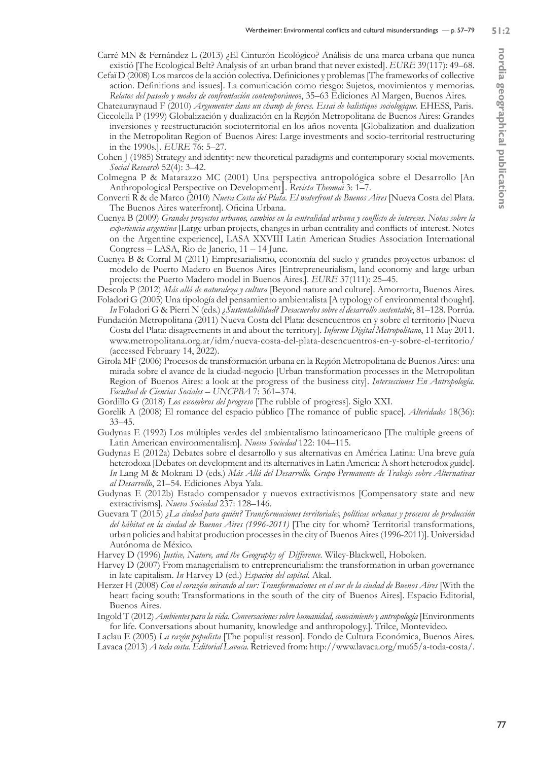Carré MN & Fernández L (2013) ¿El Cinturón Ecológico? Análisis de una marca urbana que nunca existió [The Ecological Belt? Analysis of an urban brand that never existed]. *EURE* 39(117): 49–68.

Cefaï D (2008) Los marcos de la acción colectiva. Definiciones y problemas [The frameworks of collective action. Definitions and issues]. La comunicación como riesgo: Sujetos, movimientos y memorias. *Relatos del pasado y modos de confrontación contemporáneos*, 35–63 Ediciones Al Margen, Buenos Aires.

Chateauraynaud F (2010) *Argumenter dans un champ de forces. Essai de balistique sociologique*. EHESS, Paris.

Ciccolella P (1999) Globalización y dualización en la Región Metropolitana de Buenos Aires: Grandes inversiones y reestructuración socioterritorial en los años noventa [Globalization and dualization in the Metropolitan Region of Buenos Aires: Large investments and socio-territorial restructuring in the 1990s.]. *EURE* 76: 5–27.

Cohen J (1985) Strategy and identity: new theoretical paradigms and contemporary social movements. *Social Research* 52(4): 3–42.

Colmegna P & Matarazzo MC (2001) Una perspectiva antropológica sobre el Desarrollo [An Anthropological Perspective on Development]. *Revista Theomai* 3: 1–7.

Converti R & de Marco (2010) *Nueva Costa del Plata. El waterfront de Buenos Aires* [Nueva Costa del Plata. The Buenos Aires waterfront]. Oficina Urbana.

Cuenya B (2009) *Grandes proyectos urbanos, cambios en la centralidad urbana y conflicto de intereses. Notas sobre la experiencia argentina* [Large urban projects, changes in urban centrality and conflicts of interest. Notes on the Argentine experience], LASA XXVIII Latin American Studies Association International Congress – LASA, Rio de Janerio, 11 – 14 June.

Cuenya B & Corral M (2011) Empresarialismo, economía del suelo y grandes proyectos urbanos: el modelo de Puerto Madero en Buenos Aires [Entrepreneurialism, land economy and large urban projects: the Puerto Madero model in Buenos Aires.]. *EURE* 37(111): 25–45.

Descola P (2012) *Más allá de naturaleza y cultura* [Beyond nature and culture]. Amorrortu, Buenos Aires.

Foladori G (2005) Una tipología del pensamiento ambientalista [A typology of environmental thought]. *In* Foladori G & Pierri N (eds.) *¿Sustentabilidad? Desacuerdos sobre el desarrollo sustentable*, 81–128. Porrúa.

Fundación Metropolitana (2011) Nueva Costa del Plata: desencuentros en y sobre el territorio [Nueva Costa del Plata: disagreements in and about the territory]. *Informe Digital Metropolitano*, 11 May 2011. www.metropolitana.org.ar/idm/nueva-costa-del-plata-desencuentros-en-y-sobre-el-territorio/ (accessed February 14, 2022).

Girola MF (2006) Procesos de transformación urbana en la Región Metropolitana de Buenos Aires: una mirada sobre el avance de la ciudad-negocio [Urban transformation processes in the Metropolitan Region of Buenos Aires: a look at the progress of the business city]. *Intersecciones En Antropología. Facultad de Ciencias Sociales – UNCPBA* 7: 361–374.

Gordillo G (2018) *Los escombros del progreso* [The rubble of progress]. Siglo XXI.

Gorelik A (2008) El romance del espacio público [The romance of public space]. *Alteridades* 18(36): 33–45.

Gudynas E (1992) Los múltiples verdes del ambientalismo latinoamericano [The multiple greens of Latin American environmentalism]. *Nueva Sociedad* 122: 104–115.

Gudynas E (2012a) Debates sobre el desarrollo y sus alternativas en América Latina: Una breve guía heterodoxa [Debates on development and its alternatives in Latin America: A short heterodox guide]. *In* Lang M & Mokrani D (eds.) *Más Allá del Desarrollo. Grupo Permanente de Trabajo sobre Alternativas al Desarrollo*, 21–54. Ediciones Abya Yala.

Gudynas E (2012b) Estado compensador y nuevos extractivismos [Compensatory state and new extractivisms]. *Nueva Sociedad* 237: 128–146.

Guevara T (2015) *¿La ciudad para quién? Transformaciones territoriales, políticas urbanas y procesos de producción del hábitat en la ciudad de Buenos Aires (1996-2011)* [The city for whom? Territorial transformations, urban policies and habitat production processes in the city of Buenos Aires (1996-2011)]. Universidad Autónoma de México.

Harvey D (1996) *Justice, Nature, and the Geography of Difference*. Wiley-Blackwell, Hoboken.

Harvey D (2007) From managerialism to entrepreneurialism: the transformation in urban governance in late capitalism. *In* Harvey D (ed.) *Espacios del capital*. Akal.

Herzer H (2008) *Con el corazón mirando al sur: Transformaciones en el sur de la ciudad de Buenos Aires* [With the heart facing south: Transformations in the south of the city of Buenos Aires]. Espacio Editorial, Buenos Aires.

Ingold T (2012) *Ambientes para la vida. Conversaciones sobre humanidad, conocimiento y antropología* [Environments for life. Conversations about humanity, knowledge and anthropology.]. Trilce, Montevideo.

Laclau E (2005) *La razón populista* [The populist reason]. Fondo de Cultura Económica, Buenos Aires.

Lavaca (2013) *A toda costa. Editorial Lavaca.* Retrieved from: http://www.lavaca.org/mu65/a-toda-costa/.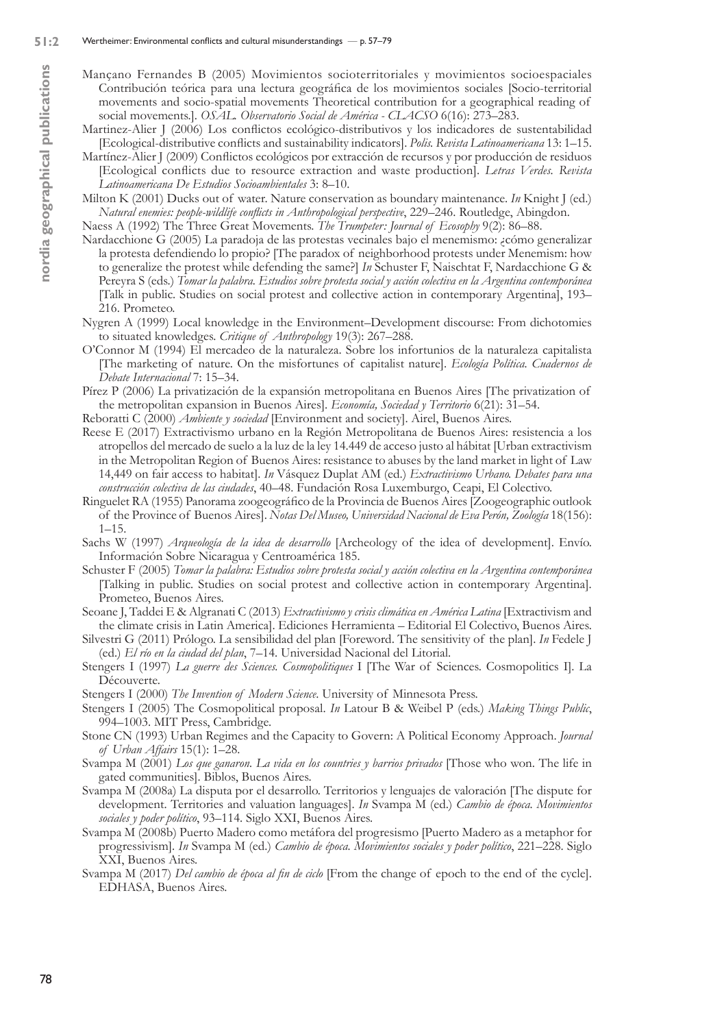Mançano Fernandes B (2005) Movimientos socioterritoriales y movimientos socioespaciales Contribución teórica para una lectura geográfica de los movimientos sociales [Socio-territorial movements and socio-spatial movements Theoretical contribution for a geographical reading of social movements.]. *OSAL. Observatorio Social de América - CLACSO* 6(16): 273–283.

Martinez-Alier J (2006) Los conflictos ecológico-distributivos y los indicadores de sustentabilidad [Ecological-distributive conflicts and sustainability indicators]. *Polis. Revista Latinoamericana* 13: 1–15.

Martínez-Alier J (2009) Conflictos ecológicos por extracción de recursos y por producción de residuos [Ecological conflicts due to resource extraction and waste production]. *Letras Verdes. Revista Latinoamericana De Estudios Socioambientales* 3: 8–10.

Milton K (2001) Ducks out of water. Nature conservation as boundary maintenance. *In* Knight J (ed.) *Natural enemies: people-wildlife conflicts in Anthropological perspective*, 229–246. Routledge, Abingdon.

Naess A (1992) The Three Great Movements. *The Trumpeter: Journal of Ecosophy* 9(2): 86–88.

Nardacchione G (2005) La paradoja de las protestas vecinales bajo el menemismo: ¿cómo generalizar la protesta defendiendo lo propio? [The paradox of neighborhood protests under Menemism: how to generalize the protest while defending the same?] *In* Schuster F, Naischtat F, Nardacchione G & Pereyra S (eds.) *Tomar la palabra. Estudios sobre protesta social y acción colectiva en la Argentina contemporánea* [Talk in public. Studies on social protest and collective action in contemporary Argentina], 193–216. Prometeo.

Nygren A (1999) Local knowledge in the Environment–Development discourse: From dichotomies to situated knowledges. *Critique of Anthropology* 19(3): 267–288.

O'Connor M (1994) El mercadeo de la naturaleza. Sobre los infortunios de la naturaleza capitalista [The marketing of nature. On the misfortunes of capitalist nature]. *Ecología Política. Cuadernos de Debate Internacional* 7: 15–34.

Pírez P (2006) La privatización de la expansión metropolitana en Buenos Aires [The privatization of the metropolitan expansion in Buenos Aires]. *Economía, Sociedad y Territorio* 6(21): 31–54.

Reboratti C (2000) *Ambiente y sociedad* [Environment and society]. Airel, Buenos Aires.

Reese E (2017) Extractivismo urbano en la Región Metropolitana de Buenos Aires: resistencia a los atropellos del mercado de suelo a la luz de la ley 14.449 de acceso justo al hábitat [Urban extractivism in the Metropolitan Region of Buenos Aires: resistance to abuses by the land market in light of Law 14,449 on fair access to habitat]. *In* Vásquez Duplat AM (ed.) *Extractivismo Urbano. Debates para una construcción colectiva de las ciudades*, 40–48. Fundación Rosa Luxemburgo, Ceapi, El Colectivo.

Ringuelet RA (1955) Panorama zoogeográfico de la Provincia de Buenos Aires [Zoogeographic outlook of the Province of Buenos Aires]. *Notas Del Museo, Universidad Nacional de Eva Perón, Zoología* 18(156): 1–15.

Sachs W (1997) *Arqueología de la idea de desarrollo* [Archeology of the idea of development]. Envío. Información Sobre Nicaragua y Centroamérica 185.

Schuster F (2005) *Tomar la palabra: Estudios sobre protesta social y acción colectiva en la Argentina contemporánea* [Talking in public. Studies on social protest and collective action in contemporary Argentina]. Prometeo, Buenos Aires.

Seoane J, Taddei E & Algranati C (2013) *Extractivismo y crisis climática en América Latina* [Extractivism and the climate crisis in Latin America]. Ediciones Herramienta – Editorial El Colectivo, Buenos Aires.

Silvestri G (2011) Prólogo. La sensibilidad del plan [Foreword. The sensitivity of the plan]. *In* Fedele J (ed.) *El río en la ciudad del plan*, 7–14. Universidad Nacional del Litorial.

Stengers I (1997) *La guerre des Sciences. Cosmopolitiques* I [The War of Sciences. Cosmopolitics I]. La Découverte.

Stengers I (2000) *The Invention of Modern Science*. University of Minnesota Press.

Stengers I (2005) The Cosmopolitical proposal. *In* Latour B & Weibel P (eds.) *Making Things Public*, 994–1003. MIT Press, Cambridge.

Stone CN (1993) Urban Regimes and the Capacity to Govern: A Political Economy Approach. *Journal of Urban Affairs* 15(1): 1–28.

Svampa M (2001) *Los que ganaron. La vida en los countries y barrios privados* [Those who won. The life in gated communities]. Biblos, Buenos Aires.

Svampa M (2008a) La disputa por el desarrollo. Territorios y lenguajes de valoración [The dispute for development. Territories and valuation languages]. *In* Svampa M (ed.) *Cambio de época. Movimientos sociales y poder político*, 93–114. Siglo XXI, Buenos Aires.

Svampa M (2008b) Puerto Madero como metáfora del progresismo [Puerto Madero as a metaphor for progressivism]. *In* Svampa M (ed.) *Cambio de época. Movimientos sociales y poder político*, 221–228. Siglo XXI, Buenos Aires.

Svampa M (2017) *Del cambio de época al fin de ciclo* [From the change of epoch to the end of the cycle]. EDHASA, Buenos Aires.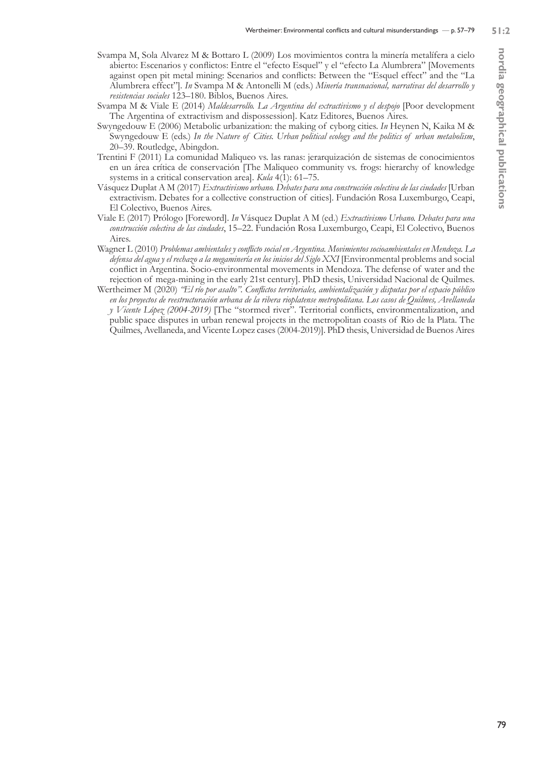Svampa M, Sola Alvarez M & Bottaro L (2009) Los movimientos contra la minería metalífera a cielo abierto: Escenarios y conflictos: Entre el "efecto Esquel" y el "efecto La Alumbrera" [Movements against open pit metal mining: Scenarios and conflicts: Between the "Esquel effect" and the "La Alumbrera effect"]. *In* Svampa M & Antonelli M (eds.) *Minería transnacional, narrativas del desarrollo y resistencias sociales* 123–180. Biblos, Buenos Aires.

Svampa M & Viale E (2014) *Maldesarrollo. La Argentina del extractivismo y el despojo* [Poor development The Argentina of extractivism and dispossession]. Katz Editores, Buenos Aires.

Swyngedouw E (2006) Metabolic urbanization: the making of cyborg cities. *In* Heynen N, Kaika M & Swyngedouw E (eds.) *In the Nature of Cities. Urban political ecology and the politics of urban metabolism*, 20–39. Routledge, Abingdon.

Trentini F (2011) La comunidad Maliqueo vs. las ranas: jerarquización de sistemas de conocimientos en un área crítica de conservación [The Maliqueo community vs. frogs: hierarchy of knowledge systems in a critical conservation area]. *Kula* 4(1): 61–75.

Vásquez Duplat A M (2017) *Extractivismo urbano. Debates para una construcción colectiva de las ciudades* [Urban extractivism. Debates for a collective construction of cities]. Fundación Rosa Luxemburgo, Ceapi, El Colectivo, Buenos Aires.

Viale E (2017) Prólogo [Foreword]. *In* Vásquez Duplat A M (ed.) *Extractivismo Urbano. Debates para una construcción colectiva de las ciudades*, 15–22. Fundación Rosa Luxemburgo, Ceapi, El Colectivo, Buenos Aires.

Wagner L (2010) *Problemas ambientales y conflicto social en Argentina. Movimientos socioambientales en Mendoza. La defensa del agua y el rechazo a la megaminería en los inicios del Siglo XXI* [Environmental problems and social conflict in Argentina. Socio-environmental movements in Mendoza. The defense of water and the rejection of mega-mining in the early 21st century]. PhD thesis, Universidad Nacional de Quilmes.

Wertheimer M (2020) *"El río por asalto". Conflictos territoriales, ambientalización y disputas por el espacio público en los proyectos de reestructuración urbana de la ribera rioplatense metropolitana. Los casos de Quilmes, Avellaneda y Vicente López (2004-2019)* [The "stormed river". Territorial conflicts, environmentalization, and public space disputes in urban renewal projects in the metropolitan coasts of Rio de la Plata. The Quilmes, Avellaneda, and Vicente Lopez cases (2004-2019)]. PhD thesis, Universidad de Buenos Aires